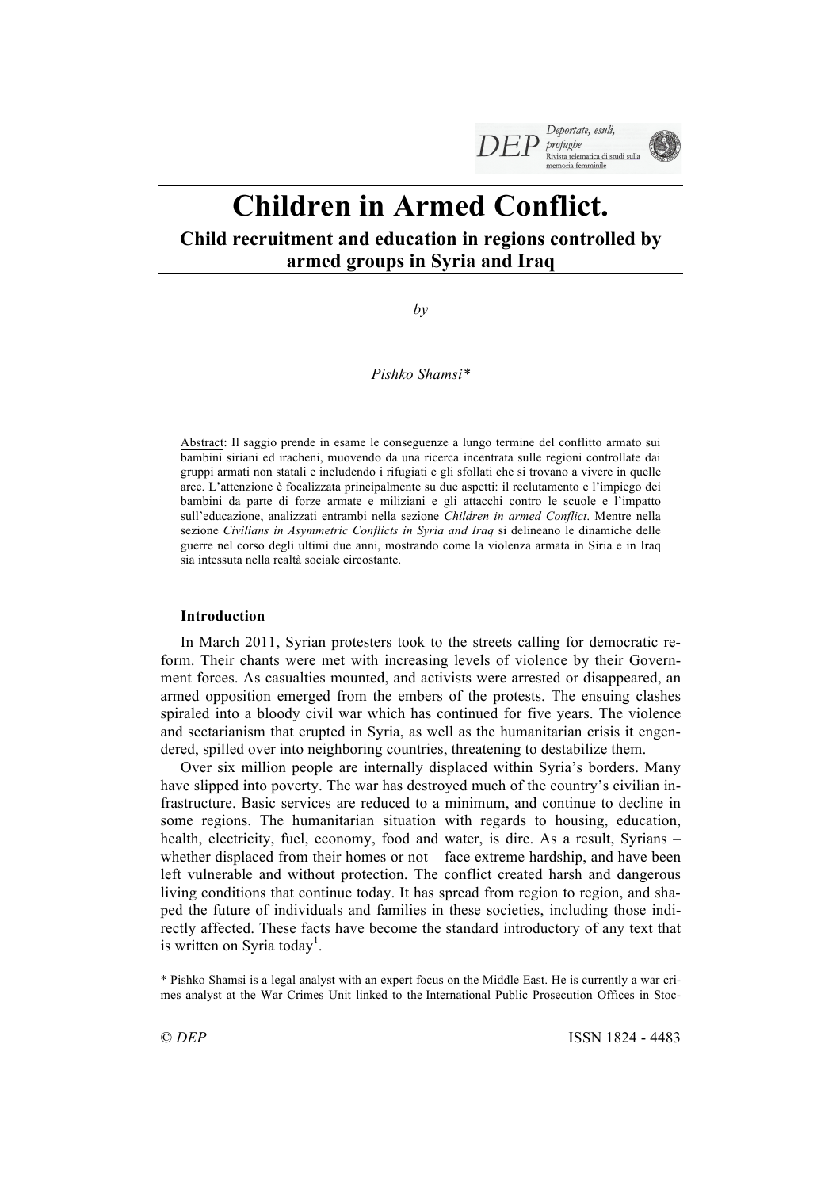# Children in Armed Conflict.

## Child recruitment and education in regions controlled by armed groups in Syria and Iraq

*by*

*Pishko Shamsi\**

Abstract: Il saggio prende in esame le conseguenze a lungo termine del conflitto armato sui bambini siriani ed iracheni, muovendo da una ricerca incentrata sulle regioni controllate dai gruppi armati non statali e includendo i rifugiati e gli sfollati che si trovano a vivere in quelle aree. L'attenzione è focalizzata principalmente su due aspetti: il reclutamento e l'impiego dei bambini da parte di forze armate e miliziani e gli attacchi contro le scuole e l'impatto sull'educazione, analizzati entrambi nella sezione *Children in armed Conflict*. Mentre nella sezione *Civilians in Asymmetric Conflicts in Syria and Iraq* si delineano le dinamiche delle guerre nel corso degli ultimi due anni, mostrando come la violenza armata in Siria e in Iraq sia intessuta nella realtà sociale circostante.

### Introduction

In March 2011, Syrian protesters took to the streets calling for democratic reform. Their chants were met with increasing levels of violence by their Government forces. As casualties mounted, and activists were arrested or disappeared, an armed opposition emerged from the embers of the protests. The ensuing clashes spiraled into a bloody civil war which has continued for five years. The violence and sectarianism that erupted in Syria, as well as the humanitarian crisis it engendered, spilled over into neighboring countries, threatening to destabilize them.

Over six million people are internally displaced within Syria's borders. Many have slipped into poverty. The war has destroyed much of the country's civilian infrastructure. Basic services are reduced to a minimum, and continue to decline in some regions. The humanitarian situation with regards to housing, education, health, electricity, fuel, economy, food and water, is dire. As a result, Syrians – whether displaced from their homes or not – face extreme hardship, and have been left vulnerable and without protection. The conflict created harsh and dangerous living conditions that continue today. It has spread from region to region, and shaped the future of individuals and families in these societies, including those indirectly affected. These facts have become the standard introductory of any text that is written on Syria today[1].

---

\* Pishko Shamsi is a legal analyst with an expert focus on the Middle East. He is currently a war crimes analyst at the War Crimes Unit linked to the International Public Prosecution Offices in Stoc-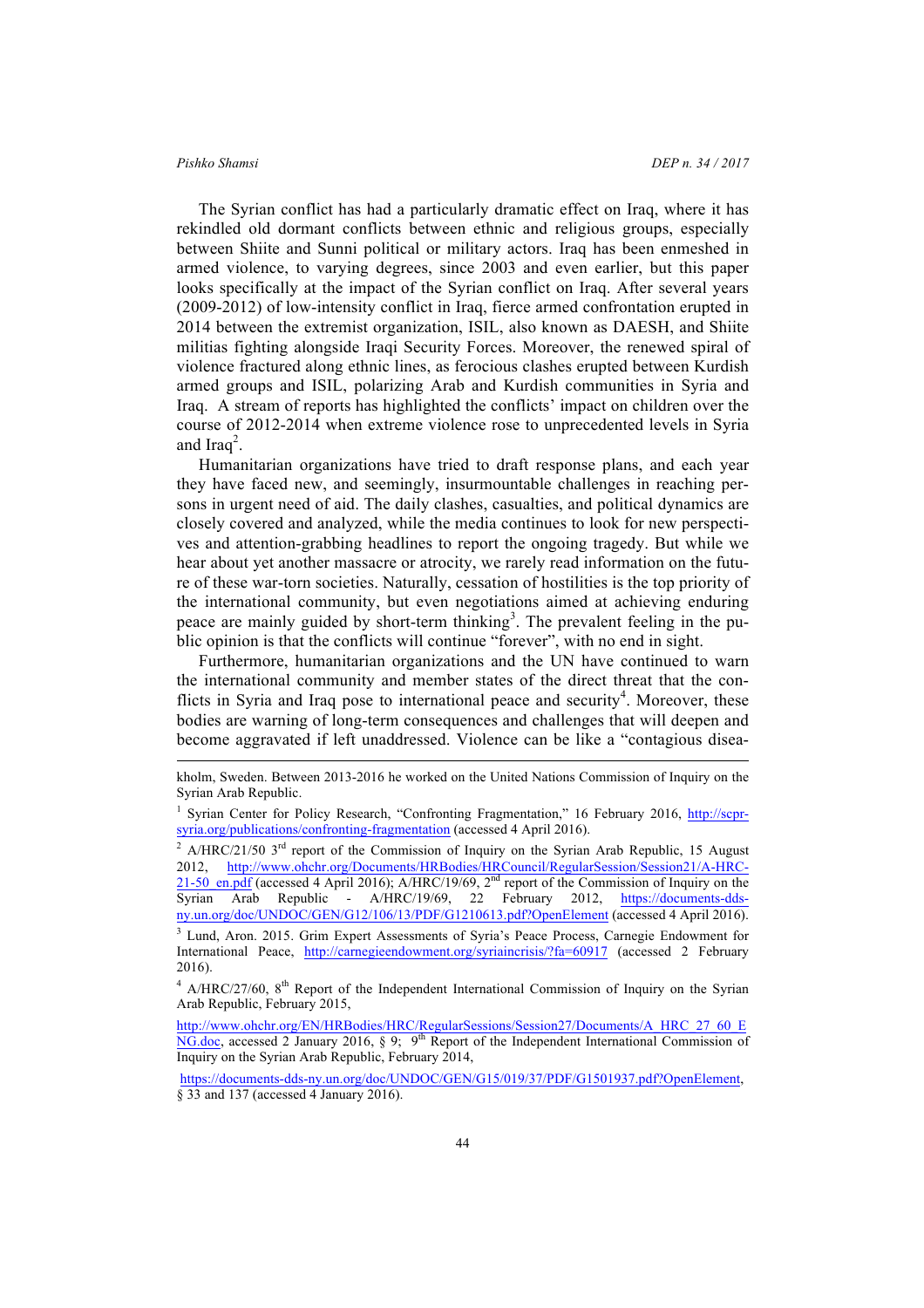The Syrian conflict has had a particularly dramatic effect on Iraq, where it has rekindled old dormant conflicts between ethnic and religious groups, especially between Shiite and Sunni political or military actors. Iraq has been enmeshed in armed violence, to varying degrees, since 2003 and even earlier, but this paper looks specifically at the impact of the Syrian conflict on Iraq. After several years (2009-2012) of low-intensity conflict in Iraq, fierce armed confrontation erupted in 2014 between the extremist organization, ISIL, also known as DAESH, and Shiite militias fighting alongside Iraqi Security Forces. Moreover, the renewed spiral of violence fractured along ethnic lines, as ferocious clashes erupted between Kurdish armed groups and ISIL, polarizing Arab and Kurdish communities in Syria and Iraq. A stream of reports has highlighted the conflicts' impact on children over the course of 2012-2014 when extreme violence rose to unprecedented levels in Syria and Iraq[2].

Humanitarian organizations have tried to draft response plans, and each year they have faced new, and seemingly, insurmountable challenges in reaching persons in urgent need of aid. The daily clashes, casualties, and political dynamics are closely covered and analyzed, while the media continues to look for new perspectives and attention-grabbing headlines to report the ongoing tragedy. But while we hear about yet another massacre or atrocity, we rarely read information on the future of these war-torn societies. Naturally, cessation of hostilities is the top priority of the international community, but even negotiations aimed at achieving enduring peace are mainly guided by short-term thinking[3]. The prevalent feeling in the public opinion is that the conflicts will continue "forever", with no end in sight.

Furthermore, humanitarian organizations and the UN have continued to warn the international community and member states of the direct threat that the conflicts in Syria and Iraq pose to international peace and security[4]. Moreover, these bodies are warning of long-term consequences and challenges that will deepen and become aggravated if left unaddressed. Violence can be like a "contagious disea-

---

kholm, Sweden. Between 2013-2016 he worked on the United Nations Commission of Inquiry on the Syrian Arab Republic.

[1] Syrian Center for Policy Research, "Confronting Fragmentation," 16 February 2016, http://scpr-syria.org/publications/confronting-fragmentation (accessed 4 April 2016).

[2] A/HRC/21/50 3rd report of the Commission of Inquiry on the Syrian Arab Republic, 15 August 2012, http://www.ohchr.org/Documents/HRBodies/HRCouncil/RegularSession/Session21/A-HRC-21-50_en.pdf (accessed 4 April 2016); A/HRC/19/69, 2nd report of the Commission of Inquiry on the Syrian Arab Republic - A/HRC/19/69, 22 February 2012, https://documents-dds-ny.un.org/doc/UNDOC/GEN/G12/106/13/PDF/G1210613.pdf?OpenElement (accessed 4 April 2016).

[3] Lund, Aron. 2015. Grim Expert Assessments of Syria's Peace Process, Carnegie Endowment for International Peace, http://carnegieendowment.org/syriaincrisis/?fa=60917 (accessed 2 February 2016).

[4] A/HRC/27/60, 8th Report of the Independent International Commission of Inquiry on the Syrian Arab Republic, February 2015,

http://www.ohchr.org/EN/HRBodies/HRC/RegularSessions/Session27/Documents/A_HRC_27_60_ENG.doc, accessed 2 January 2016, § 9; 9th Report of the Independent International Commission of Inquiry on the Syrian Arab Republic, February 2014,

https://documents-dds-ny.un.org/doc/UNDOC/GEN/G15/019/37/PDF/G1501937.pdf?OpenElement, § 33 and 137 (accessed 4 January 2016).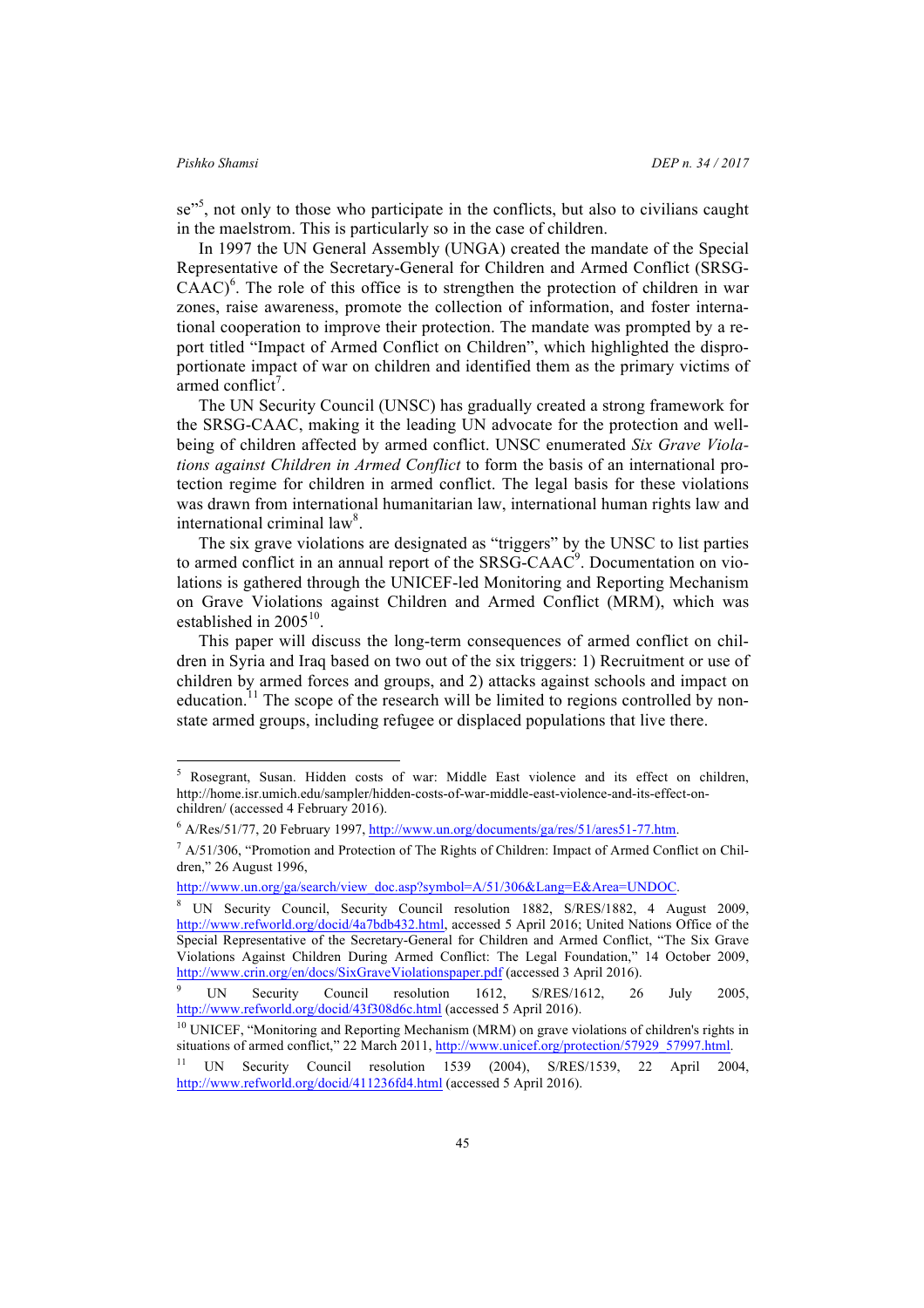se"[5], not only to those who participate in the conflicts, but also to civilians caught in the maelstrom. This is particularly so in the case of children.

In 1997 the UN General Assembly (UNGA) created the mandate of the Special Representative of the Secretary-General for Children and Armed Conflict (SRSG-CAAC)[6]. The role of this office is to strengthen the protection of children in war zones, raise awareness, promote the collection of information, and foster international cooperation to improve their protection. The mandate was prompted by a report titled "Impact of Armed Conflict on Children", which highlighted the disproportionate impact of war on children and identified them as the primary victims of armed conflict[7].

The UN Security Council (UNSC) has gradually created a strong framework for the SRSG-CAAC, making it the leading UN advocate for the protection and well-being of children affected by armed conflict. UNSC enumerated *Six Grave Violations against Children in Armed Conflict* to form the basis of an international protection regime for children in armed conflict. The legal basis for these violations was drawn from international humanitarian law, international human rights law and international criminal law[8].

The six grave violations are designated as "triggers" by the UNSC to list parties to armed conflict in an annual report of the SRSG-CAAC[9]. Documentation on violations is gathered through the UNICEF-led Monitoring and Reporting Mechanism on Grave Violations against Children and Armed Conflict (MRM), which was established in 2005[10].

This paper will discuss the long-term consequences of armed conflict on children in Syria and Iraq based on two out of the six triggers: 1) Recruitment or use of children by armed forces and groups, and 2) attacks against schools and impact on education.[11] The scope of the research will be limited to regions controlled by non-state armed groups, including refugee or displaced populations that live there.

---

[5] Rosegrant, Susan. Hidden costs of war: Middle East violence and its effect on children, http://home.isr.umich.edu/sampler/hidden-costs-of-war-middle-east-violence-and-its-effect-on-children/ (accessed 4 February 2016).

[6] A/Res/51/77, 20 February 1997, http://www.un.org/documents/ga/res/51/ares51-77.htm.

[7] A/51/306, "Promotion and Protection of The Rights of Children: Impact of Armed Conflict on Children," 26 August 1996, http://www.un.org/ga/search/view_doc.asp?symbol=A/51/306&Lang=E&Area=UNDOC.

[8] UN Security Council, Security Council resolution 1882, S/RES/1882, 4 August 2009, http://www.refworld.org/docid/4a7bdb432.html, accessed 5 April 2016; United Nations Office of the Special Representative of the Secretary-General for Children and Armed Conflict, "The Six Grave Violations Against Children During Armed Conflict: The Legal Foundation," 14 October 2009, http://www.crin.org/en/docs/SixGraveViolationspaper.pdf (accessed 3 April 2016).

[9] UN Security Council resolution 1612, S/RES/1612, 26 July 2005, http://www.refworld.org/docid/43f308d6c.html (accessed 5 April 2016).

[10] UNICEF, "Monitoring and Reporting Mechanism (MRM) on grave violations of children's rights in situations of armed conflict," 22 March 2011, http://www.unicef.org/protection/57929_57997.html.

[11] UN Security Council resolution 1539 (2004), S/RES/1539, 22 April 2004, http://www.refworld.org/docid/411236fd4.html (accessed 5 April 2016).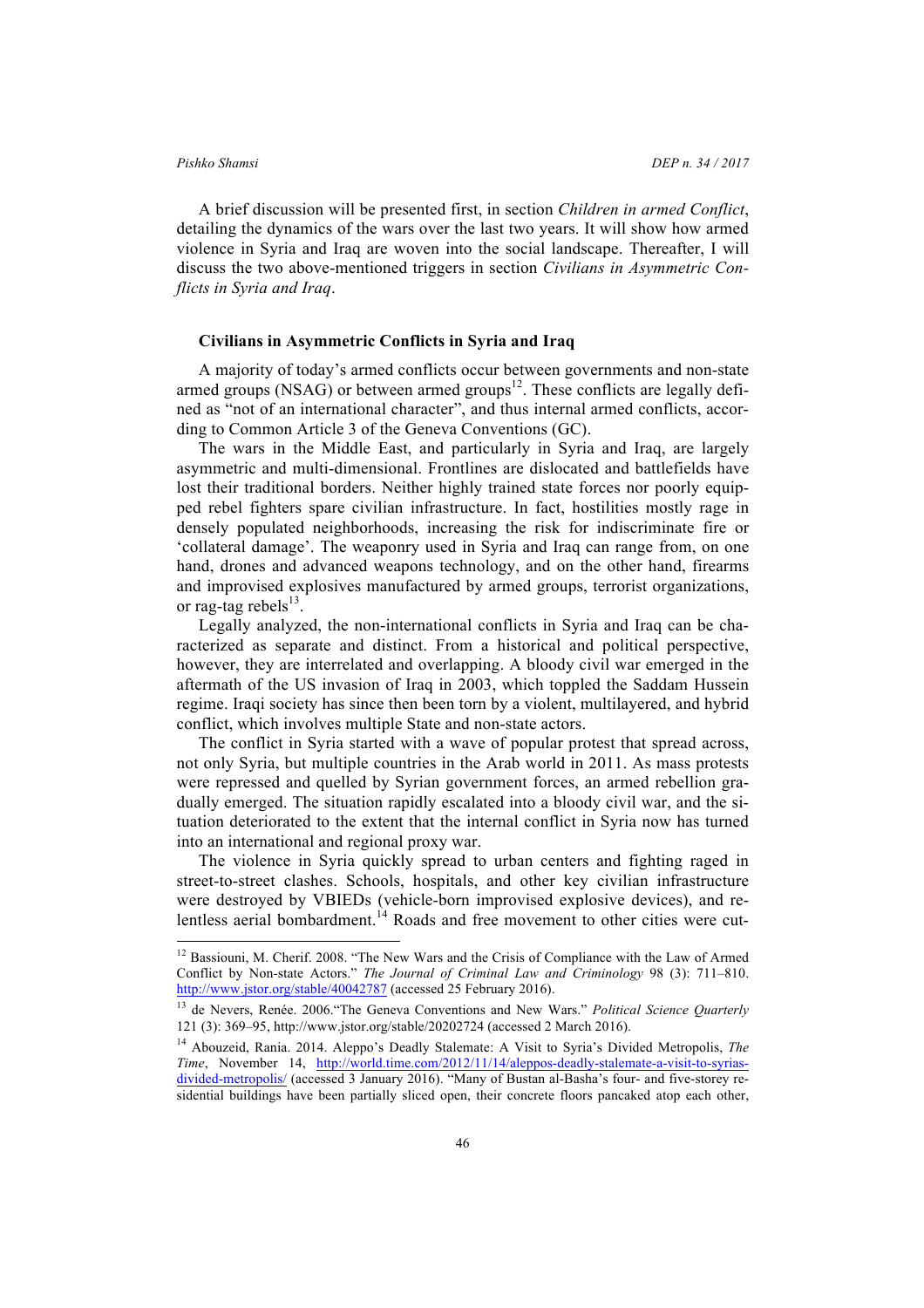A brief discussion will be presented first, in section *Children in armed Conflict*, detailing the dynamics of the wars over the last two years. It will show how armed violence in Syria and Iraq are woven into the social landscape. Thereafter, I will discuss the two above-mentioned triggers in section *Civilians in Asymmetric Conflicts in Syria and Iraq*.

### Civilians in Asymmetric Conflicts in Syria and Iraq

A majority of today's armed conflicts occur between governments and non-state armed groups (NSAG) or between armed groups[12]. These conflicts are legally defined as "not of an international character", and thus internal armed conflicts, according to Common Article 3 of the Geneva Conventions (GC).

The wars in the Middle East, and particularly in Syria and Iraq, are largely asymmetric and multi-dimensional. Frontlines are dislocated and battlefields have lost their traditional borders. Neither highly trained state forces nor poorly equipped rebel fighters spare civilian infrastructure. In fact, hostilities mostly rage in densely populated neighborhoods, increasing the risk for indiscriminate fire or 'collateral damage'. The weaponry used in Syria and Iraq can range from, on one hand, drones and advanced weapons technology, and on the other hand, firearms and improvised explosives manufactured by armed groups, terrorist organizations, or rag-tag rebels[13].

Legally analyzed, the non-international conflicts in Syria and Iraq can be characterized as separate and distinct. From a historical and political perspective, however, they are interrelated and overlapping. A bloody civil war emerged in the aftermath of the US invasion of Iraq in 2003, which toppled the Saddam Hussein regime. Iraqi society has since then been torn by a violent, multilayered, and hybrid conflict, which involves multiple State and non-state actors.

The conflict in Syria started with a wave of popular protest that spread across, not only Syria, but multiple countries in the Arab world in 2011. As mass protests were repressed and quelled by Syrian government forces, an armed rebellion gradually emerged. The situation rapidly escalated into a bloody civil war, and the situation deteriorated to the extent that the internal conflict in Syria now has turned into an international and regional proxy war.

The violence in Syria quickly spread to urban centers and fighting raged in street-to-street clashes. Schools, hospitals, and other key civilian infrastructure were destroyed by VBIEDs (vehicle-born improvised explosive devices), and relentless aerial bombardment.[14] Roads and free movement to other cities were cut-

---

[12] Bassiouni, M. Cherif. 2008. "The New Wars and the Crisis of Compliance with the Law of Armed Conflict by Non-state Actors." *The Journal of Criminal Law and Criminology* 98 (3): 711–810. http://www.jstor.org/stable/40042787 (accessed 25 February 2016).

[13] de Nevers, Renée. 2006."The Geneva Conventions and New Wars." *Political Science Quarterly* 121 (3): 369–95, http://www.jstor.org/stable/20202724 (accessed 2 March 2016).

[14] Abouzeid, Rania. 2014. Aleppo's Deadly Stalemate: A Visit to Syria's Divided Metropolis, *The Time*, November 14, http://world.time.com/2012/11/14/aleppos-deadly-stalemate-a-visit-to-syrias-divided-metropolis/ (accessed 3 January 2016). "Many of Bustan al-Basha's four- and five-storey residential buildings have been partially sliced open, their concrete floors pancaked atop each other,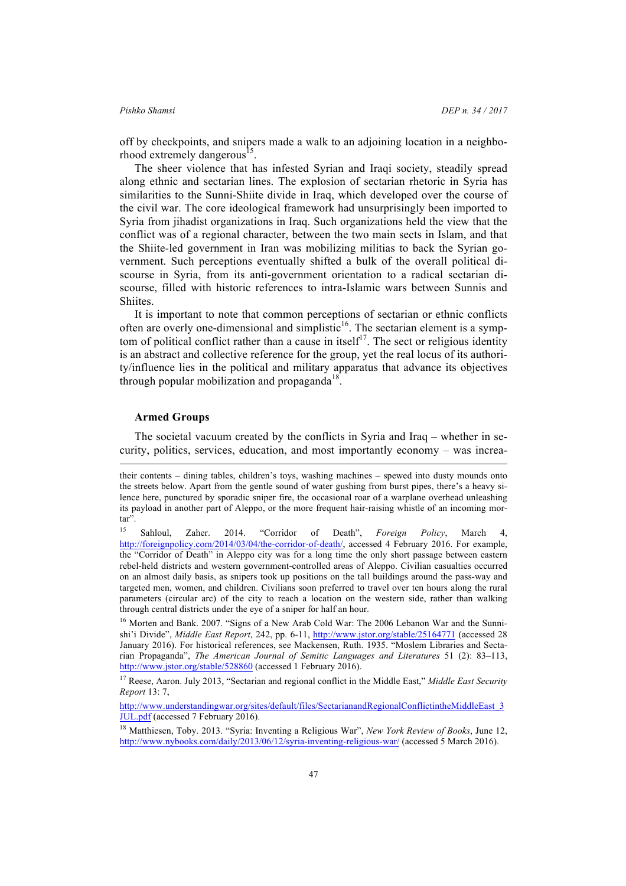off by checkpoints, and snipers made a walk to an adjoining location in a neighborhood extremely dangerous[15].

The sheer violence that has infested Syrian and Iraqi society, steadily spread along ethnic and sectarian lines. The explosion of sectarian rhetoric in Syria has similarities to the Sunni-Shiite divide in Iraq, which developed over the course of the civil war. The core ideological framework had unsurprisingly been imported to Syria from jihadist organizations in Iraq. Such organizations held the view that the conflict was of a regional character, between the two main sects in Islam, and that the Shiite-led government in Iran was mobilizing militias to back the Syrian government. Such perceptions eventually shifted a bulk of the overall political discourse in Syria, from its anti-government orientation to a radical sectarian discourse, filled with historic references to intra-Islamic wars between Sunnis and Shiites.

It is important to note that common perceptions of sectarian or ethnic conflicts often are overly one-dimensional and simplistic[16]. The sectarian element is a symptom of political conflict rather than a cause in itself[17]. The sect or religious identity is an abstract and collective reference for the group, yet the real locus of its authority/influence lies in the political and military apparatus that advance its objectives through popular mobilization and propaganda[18].

## Armed Groups

The societal vacuum created by the conflicts in Syria and Iraq – whether in security, politics, services, education, and most importantly economy – was increa-

---

their contents – dining tables, children's toys, washing machines – spewed into dusty mounds onto the streets below. Apart from the gentle sound of water gushing from burst pipes, there's a heavy silence here, punctured by sporadic sniper fire, the occasional roar of a warplane overhead unleashing its payload in another part of Aleppo, or the more frequent hair-raising whistle of an incoming mortar".

[15] Sahloul, Zaher. 2014. "Corridor of Death", *Foreign Policy*, March 4, http://foreignpolicy.com/2014/03/04/the-corridor-of-death/, accessed 4 February 2016. For example, the "Corridor of Death" in Aleppo city was for a long time the only short passage between eastern rebel-held districts and western government-controlled areas of Aleppo. Civilian casualties occurred on an almost daily basis, as snipers took up positions on the tall buildings around the pass-way and targeted men, women, and children. Civilians soon preferred to travel over ten hours along the rural parameters (circular arc) of the city to reach a location on the western side, rather than walking through central districts under the eye of a sniper for half an hour.

[16] Morten and Bank. 2007. "Signs of a New Arab Cold War: The 2006 Lebanon War and the Sunni-shi'i Divide", *Middle East Report*, 242, pp. 6-11, http://www.jstor.org/stable/25164771 (accessed 28 January 2016). For historical references, see Mackensen, Ruth. 1935. "Moslem Libraries and Sectarian Propaganda", *The American Journal of Semitic Languages and Literatures* 51 (2): 83–113, http://www.jstor.org/stable/528860 (accessed 1 February 2016).

[17] Reese, Aaron. July 2013, "Sectarian and regional conflict in the Middle East," *Middle East Security Report* 13: 7,

http://www.understandingwar.org/sites/default/files/SectarianandRegionalConflictintheMiddleEast_3JUL.pdf (accessed 7 February 2016).

[18] Matthiesen, Toby. 2013. "Syria: Inventing a Religious War", *New York Review of Books*, June 12, http://www.nybooks.com/daily/2013/06/12/syria-inventing-religious-war/ (accessed 5 March 2016).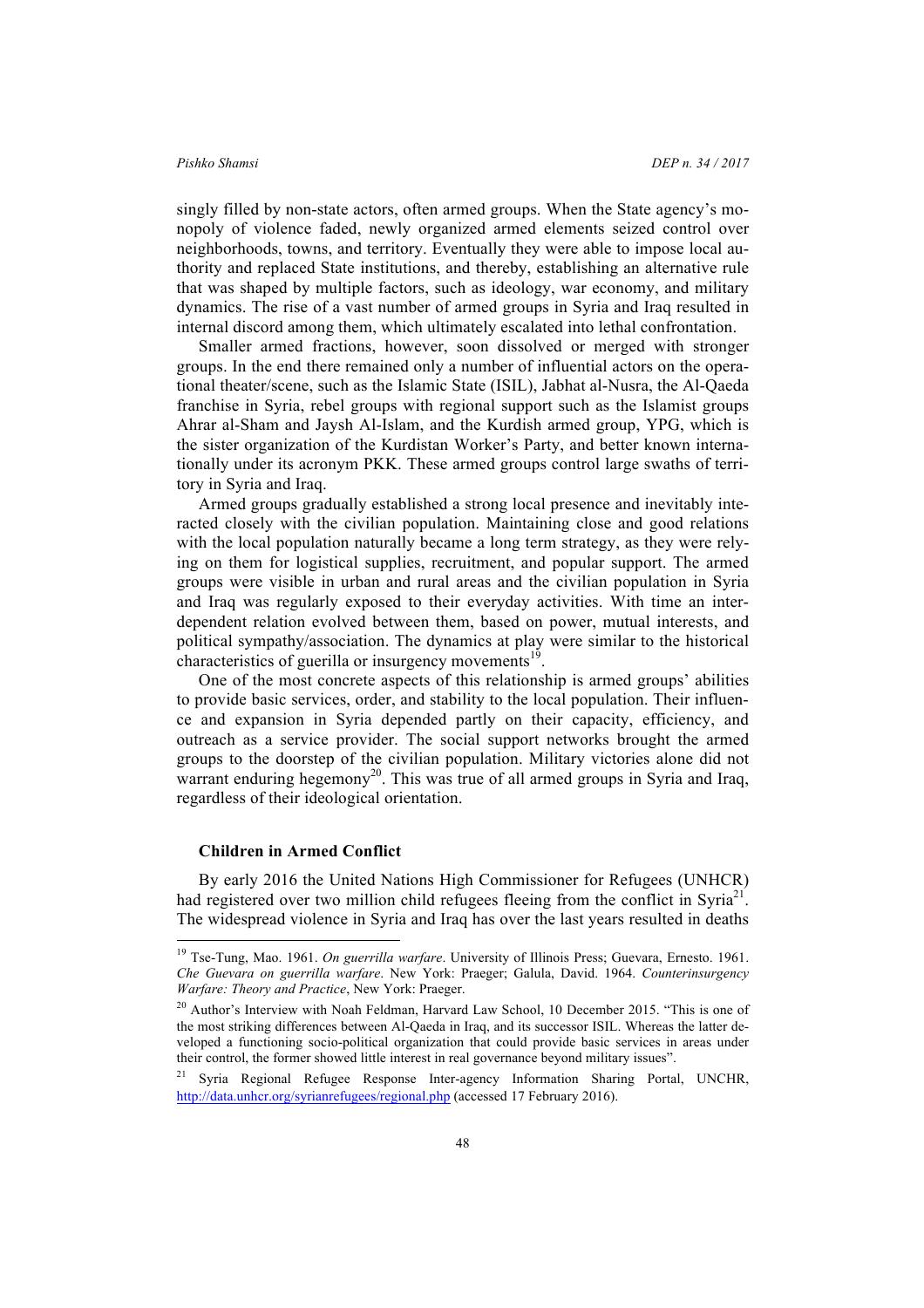singly filled by non-state actors, often armed groups. When the State agency's monopoly of violence faded, newly organized armed elements seized control over neighborhoods, towns, and territory. Eventually they were able to impose local authority and replaced State institutions, and thereby, establishing an alternative rule that was shaped by multiple factors, such as ideology, war economy, and military dynamics. The rise of a vast number of armed groups in Syria and Iraq resulted in internal discord among them, which ultimately escalated into lethal confrontation.

Smaller armed fractions, however, soon dissolved or merged with stronger groups. In the end there remained only a number of influential actors on the operational theater/scene, such as the Islamic State (ISIL), Jabhat al-Nusra, the Al-Qaeda franchise in Syria, rebel groups with regional support such as the Islamist groups Ahrar al-Sham and Jaysh Al-Islam, and the Kurdish armed group, YPG, which is the sister organization of the Kurdistan Worker's Party, and better known internationally under its acronym PKK. These armed groups control large swaths of territory in Syria and Iraq.

Armed groups gradually established a strong local presence and inevitably interacted closely with the civilian population. Maintaining close and good relations with the local population naturally became a long term strategy, as they were relying on them for logistical supplies, recruitment, and popular support. The armed groups were visible in urban and rural areas and the civilian population in Syria and Iraq was regularly exposed to their everyday activities. With time an interdependent relation evolved between them, based on power, mutual interests, and political sympathy/association. The dynamics at play were similar to the historical characteristics of guerilla or insurgency movements[19].

One of the most concrete aspects of this relationship is armed groups' abilities to provide basic services, order, and stability to the local population. Their influence and expansion in Syria depended partly on their capacity, efficiency, and outreach as a service provider. The social support networks brought the armed groups to the doorstep of the civilian population. Military victories alone did not warrant enduring hegemony[20]. This was true of all armed groups in Syria and Iraq, regardless of their ideological orientation.

### Children in Armed Conflict

By early 2016 the United Nations High Commissioner for Refugees (UNHCR) had registered over two million child refugees fleeing from the conflict in Syria[21]. The widespread violence in Syria and Iraq has over the last years resulted in deaths

---

[19] Tse-Tung, Mao. 1961. *On guerrilla warfare*. University of Illinois Press; Guevara, Ernesto. 1961. *Che Guevara on guerrilla warfare*. New York: Praeger; Galula, David. 1964. *Counterinsurgency Warfare: Theory and Practice*, New York: Praeger.

[20] Author's Interview with Noah Feldman, Harvard Law School, 10 December 2015. "This is one of the most striking differences between Al-Qaeda in Iraq, and its successor ISIL. Whereas the latter developed a functioning socio-political organization that could provide basic services in areas under their control, the former showed little interest in real governance beyond military issues".

[21] Syria Regional Refugee Response Inter-agency Information Sharing Portal, UNCHR, http://data.unhcr.org/syrianrefugees/regional.php (accessed 17 February 2016).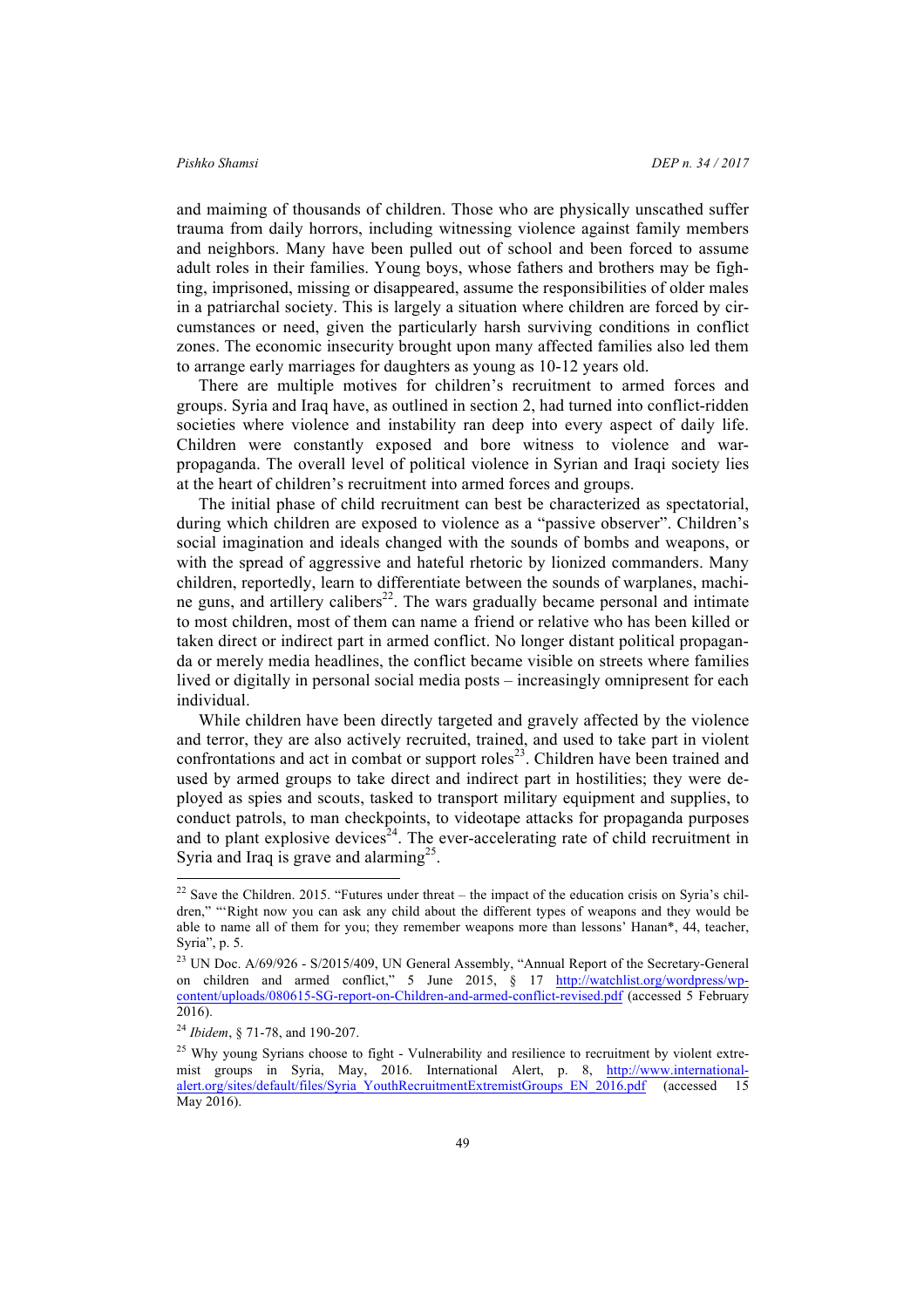and maiming of thousands of children. Those who are physically unscathed suffer trauma from daily horrors, including witnessing violence against family members and neighbors. Many have been pulled out of school and been forced to assume adult roles in their families. Young boys, whose fathers and brothers may be fighting, imprisoned, missing or disappeared, assume the responsibilities of older males in a patriarchal society. This is largely a situation where children are forced by circumstances or need, given the particularly harsh surviving conditions in conflict zones. The economic insecurity brought upon many affected families also led them to arrange early marriages for daughters as young as 10-12 years old.

There are multiple motives for children's recruitment to armed forces and groups. Syria and Iraq have, as outlined in section 2, had turned into conflict-ridden societies where violence and instability ran deep into every aspect of daily life. Children were constantly exposed and bore witness to violence and war-propaganda. The overall level of political violence in Syrian and Iraqi society lies at the heart of children's recruitment into armed forces and groups.

The initial phase of child recruitment can best be characterized as spectatorial, during which children are exposed to violence as a "passive observer". Children's social imagination and ideals changed with the sounds of bombs and weapons, or with the spread of aggressive and hateful rhetoric by lionized commanders. Many children, reportedly, learn to differentiate between the sounds of warplanes, machine guns, and artillery calibers[22]. The wars gradually became personal and intimate to most children, most of them can name a friend or relative who has been killed or taken direct or indirect part in armed conflict. No longer distant political propaganda or merely media headlines, the conflict became visible on streets where families lived or digitally in personal social media posts – increasingly omnipresent for each individual.

While children have been directly targeted and gravely affected by the violence and terror, they are also actively recruited, trained, and used to take part in violent confrontations and act in combat or support roles[23]. Children have been trained and used by armed groups to take direct and indirect part in hostilities; they were deployed as spies and scouts, tasked to transport military equipment and supplies, to conduct patrols, to man checkpoints, to videotape attacks for propaganda purposes and to plant explosive devices[24]. The ever-accelerating rate of child recruitment in Syria and Iraq is grave and alarming[25].

---

[22] Save the Children. 2015. "Futures under threat – the impact of the education crisis on Syria's children," "'Right now you can ask any child about the different types of weapons and they would be able to name all of them for you; they remember weapons more than lessons' Hanan*, 44, teacher, Syria", p. 5.

[23] UN Doc. A/69/926 - S/2015/409, UN General Assembly, "Annual Report of the Secretary-General on children and armed conflict," 5 June 2015, § 17 http://watchlist.org/wordpress/wp-content/uploads/080615-SG-report-on-Children-and-armed-conflict-revised.pdf (accessed 5 February 2016).

[24] *Ibidem*, § 71-78, and 190-207.

[25] Why young Syrians choose to fight - Vulnerability and resilience to recruitment by violent extremist groups in Syria, May, 2016. International Alert, p. 8, http://www.international-alert.org/sites/default/files/Syria_YouthRecruitmentExtremistGroups_EN_2016.pdf (accessed 15 May 2016).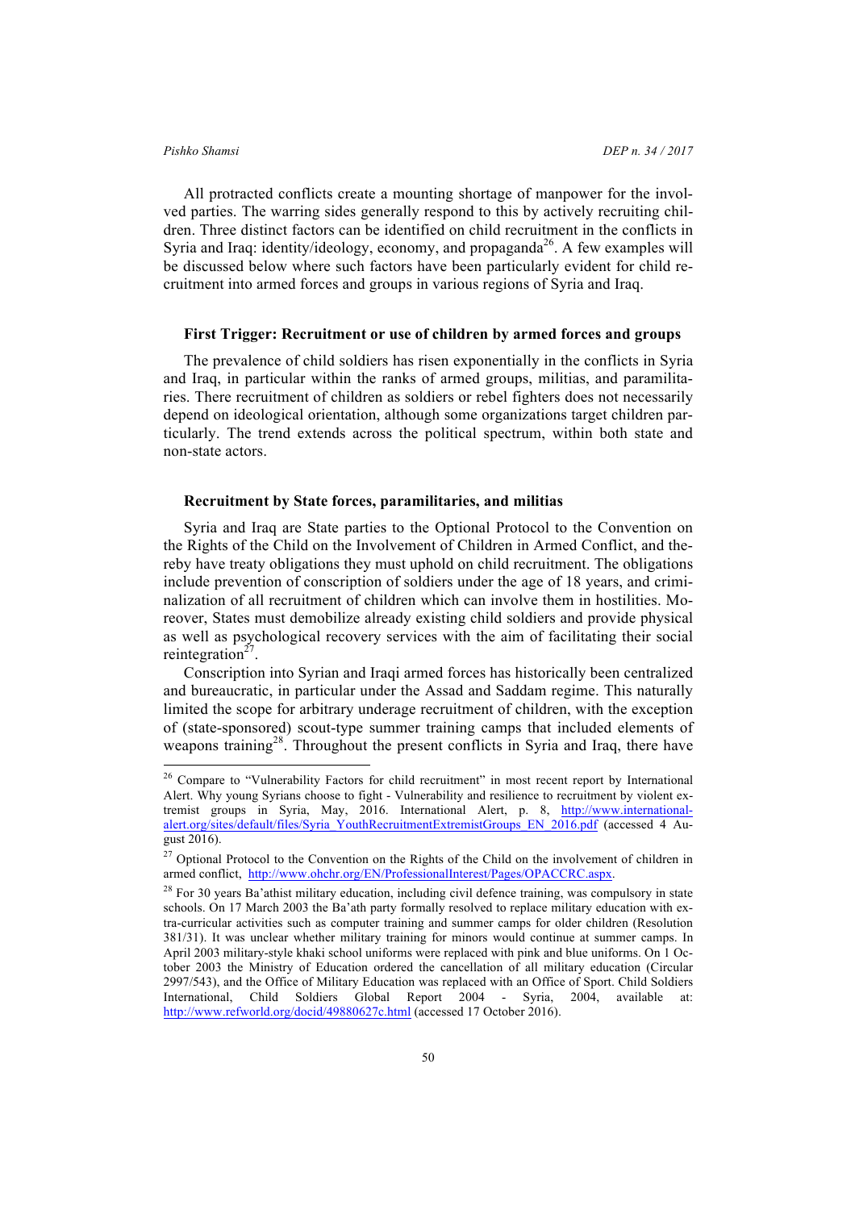All protracted conflicts create a mounting shortage of manpower for the involved parties. The warring sides generally respond to this by actively recruiting children. Three distinct factors can be identified on child recruitment in the conflicts in Syria and Iraq: identity/ideology, economy, and propaganda[26]. A few examples will be discussed below where such factors have been particularly evident for child recruitment into armed forces and groups in various regions of Syria and Iraq.

### First Trigger: Recruitment or use of children by armed forces and groups

The prevalence of child soldiers has risen exponentially in the conflicts in Syria and Iraq, in particular within the ranks of armed groups, militias, and paramilitaries. There recruitment of children as soldiers or rebel fighters does not necessarily depend on ideological orientation, although some organizations target children particularly. The trend extends across the political spectrum, within both state and non-state actors.

### Recruitment by State forces, paramilitaries, and militias

Syria and Iraq are State parties to the Optional Protocol to the Convention on the Rights of the Child on the Involvement of Children in Armed Conflict, and thereby have treaty obligations they must uphold on child recruitment. The obligations include prevention of conscription of soldiers under the age of 18 years, and criminalization of all recruitment of children which can involve them in hostilities. Moreover, States must demobilize already existing child soldiers and provide physical as well as psychological recovery services with the aim of facilitating their social reintegration[27].

Conscription into Syrian and Iraqi armed forces has historically been centralized and bureaucratic, in particular under the Assad and Saddam regime. This naturally limited the scope for arbitrary underage recruitment of children, with the exception of (state-sponsored) scout-type summer training camps that included elements of weapons training[28]. Throughout the present conflicts in Syria and Iraq, there have

---

[26] Compare to "Vulnerability Factors for child recruitment" in most recent report by International Alert. Why young Syrians choose to fight - Vulnerability and resilience to recruitment by violent extremist groups in Syria, May, 2016. International Alert, p. 8, http://www.international-alert.org/sites/default/files/Syria_YouthRecruitmentExtremistGroups_EN_2016.pdf (accessed 4 August 2016).

[27] Optional Protocol to the Convention on the Rights of the Child on the involvement of children in armed conflict, http://www.ohchr.org/EN/ProfessionalInterest/Pages/OPACCRC.aspx.

[28] For 30 years Ba'athist military education, including civil defence training, was compulsory in state schools. On 17 March 2003 the Ba'ath party formally resolved to replace military education with extra-curricular activities such as computer training and summer camps for older children (Resolution 381/31). It was unclear whether military training for minors would continue at summer camps. In April 2003 military-style khaki school uniforms were replaced with pink and blue uniforms. On 1 October 2003 the Ministry of Education ordered the cancellation of all military education (Circular 2997/543), and the Office of Military Education was replaced with an Office of Sport. Child Soldiers International, Child Soldiers Global Report 2004 - Syria, 2004, available at: http://www.refworld.org/docid/49880627c.html (accessed 17 October 2016).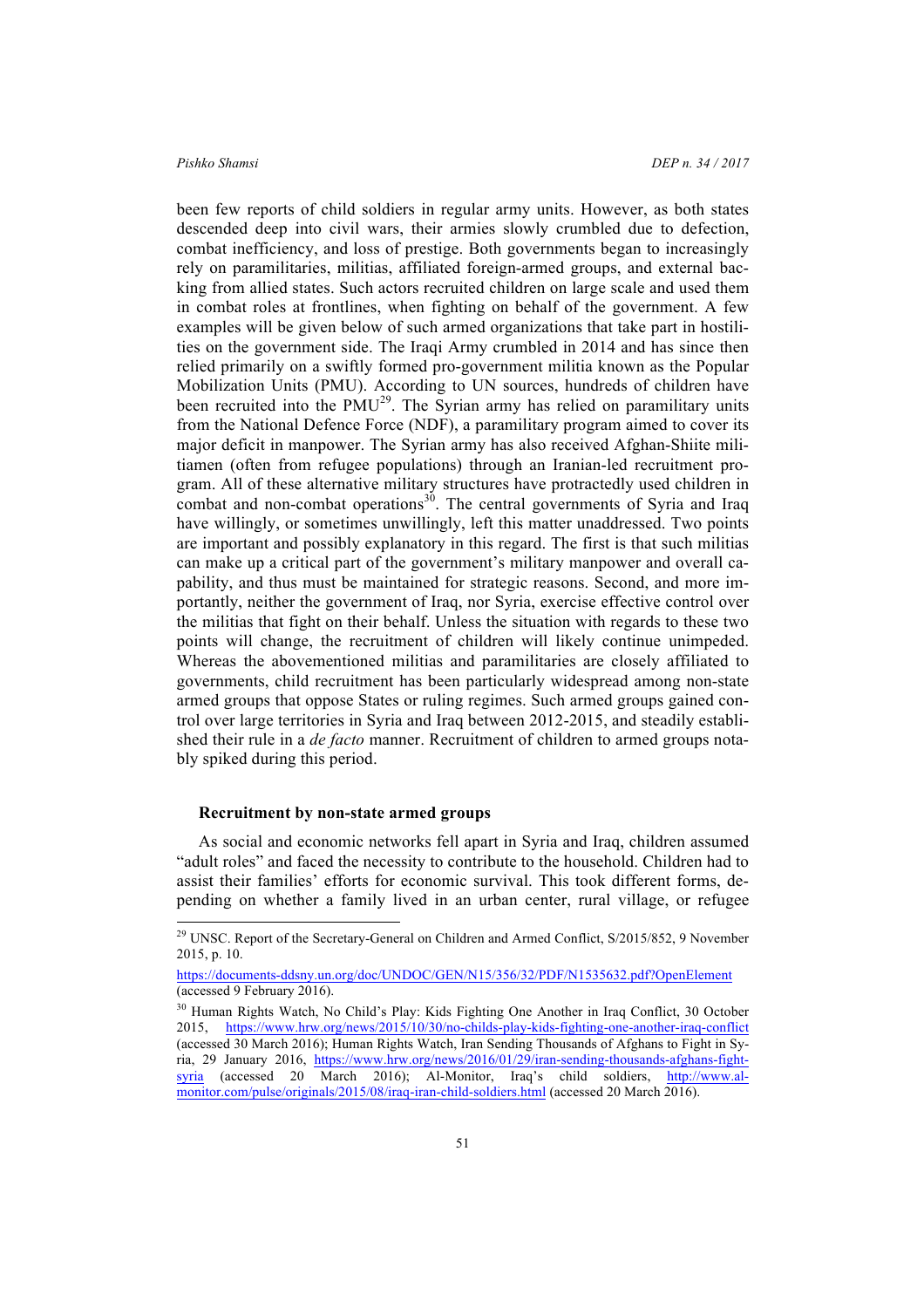been few reports of child soldiers in regular army units. However, as both states descended deep into civil wars, their armies slowly crumbled due to defection, combat inefficiency, and loss of prestige. Both governments began to increasingly rely on paramilitaries, militias, affiliated foreign-armed groups, and external backing from allied states. Such actors recruited children on large scale and used them in combat roles at frontlines, when fighting on behalf of the government. A few examples will be given below of such armed organizations that take part in hostilities on the government side. The Iraqi Army crumbled in 2014 and has since then relied primarily on a swiftly formed pro-government militia known as the Popular Mobilization Units (PMU). According to UN sources, hundreds of children have been recruited into the PMU[29]. The Syrian army has relied on paramilitary units from the National Defence Force (NDF), a paramilitary program aimed to cover its major deficit in manpower. The Syrian army has also received Afghan-Shiite militiamen (often from refugee populations) through an Iranian-led recruitment program. All of these alternative military structures have protractedly used children in combat and non-combat operations[30]. The central governments of Syria and Iraq have willingly, or sometimes unwillingly, left this matter unaddressed. Two points are important and possibly explanatory in this regard. The first is that such militias can make up a critical part of the government's military manpower and overall capability, and thus must be maintained for strategic reasons. Second, and more importantly, neither the government of Iraq, nor Syria, exercise effective control over the militias that fight on their behalf. Unless the situation with regards to these two points will change, the recruitment of children will likely continue unimpeded. Whereas the abovementioned militias and paramilitaries are closely affiliated to governments, child recruitment has been particularly widespread among non-state armed groups that oppose States or ruling regimes. Such armed groups gained control over large territories in Syria and Iraq between 2012-2015, and steadily established their rule in a *de facto* manner. Recruitment of children to armed groups notably spiked during this period.

### Recruitment by non-state armed groups

As social and economic networks fell apart in Syria and Iraq, children assumed "adult roles" and faced the necessity to contribute to the household. Children had to assist their families' efforts for economic survival. This took different forms, depending on whether a family lived in an urban center, rural village, or refugee

---

[29] UNSC. Report of the Secretary-General on Children and Armed Conflict, S/2015/852, 9 November 2015, p. 10.

https://documents-ddsny.un.org/doc/UNDOC/GEN/N15/356/32/PDF/N1535632.pdf?OpenElement (accessed 9 February 2016).

[30] Human Rights Watch, No Child's Play: Kids Fighting One Another in Iraq Conflict, 30 October 2015, https://www.hrw.org/news/2015/10/30/no-childs-play-kids-fighting-one-another-iraq-conflict (accessed 30 March 2016); Human Rights Watch, Iran Sending Thousands of Afghans to Fight in Syria, 29 January 2016, https://www.hrw.org/news/2016/01/29/iran-sending-thousands-afghans-fight-syria (accessed 20 March 2016); Al-Monitor, Iraq's child soldiers, http://www.al-monitor.com/pulse/originals/2015/08/iraq-iran-child-soldiers.html (accessed 20 March 2016).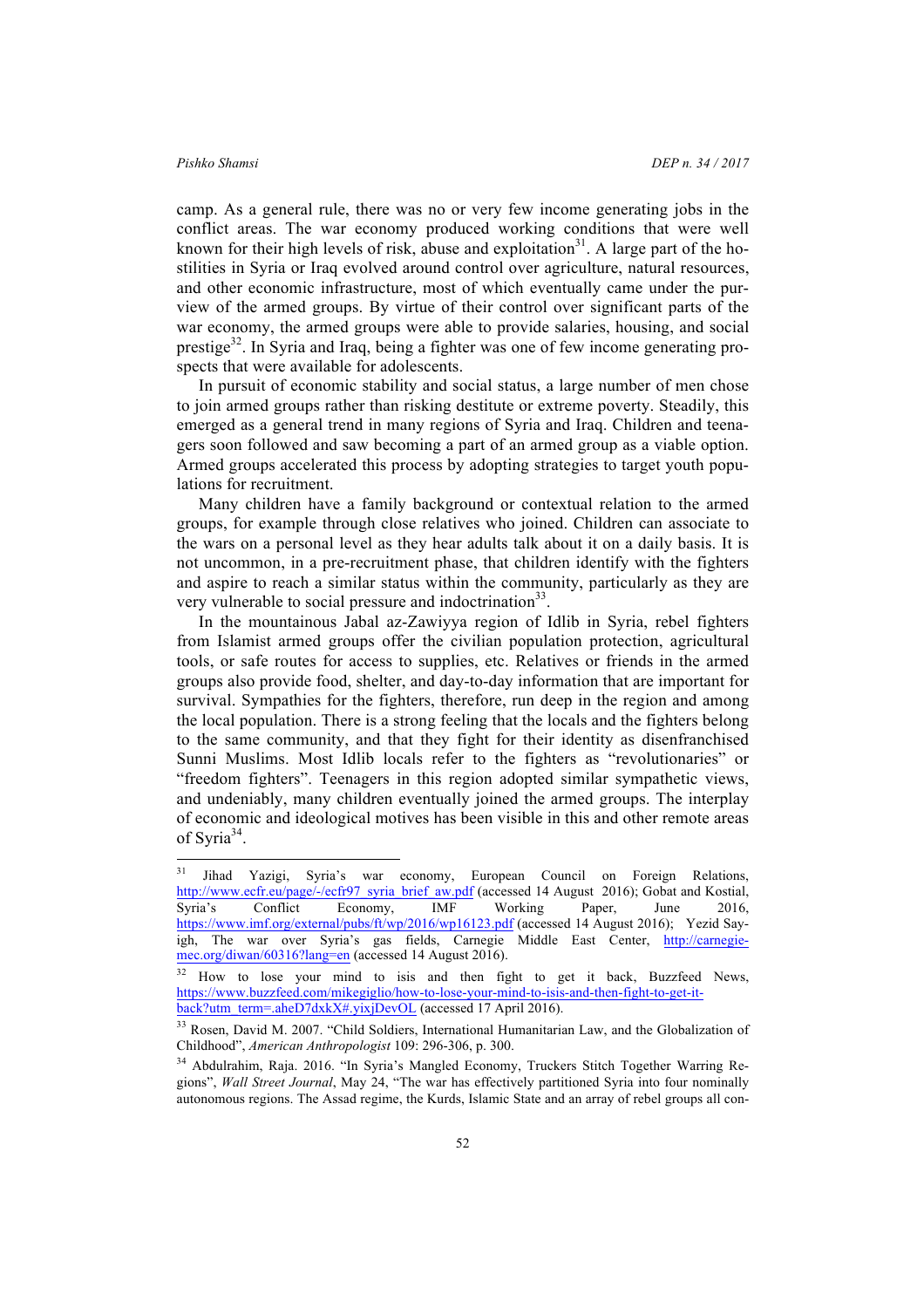camp. As a general rule, there was no or very few income generating jobs in the conflict areas. The war economy produced working conditions that were well known for their high levels of risk, abuse and exploitation[31]. A large part of the hostilities in Syria or Iraq evolved around control over agriculture, natural resources, and other economic infrastructure, most of which eventually came under the purview of the armed groups. By virtue of their control over significant parts of the war economy, the armed groups were able to provide salaries, housing, and social prestige[32]. In Syria and Iraq, being a fighter was one of few income generating prospects that were available for adolescents.

In pursuit of economic stability and social status, a large number of men chose to join armed groups rather than risking destitute or extreme poverty. Steadily, this emerged as a general trend in many regions of Syria and Iraq. Children and teenagers soon followed and saw becoming a part of an armed group as a viable option. Armed groups accelerated this process by adopting strategies to target youth populations for recruitment.

Many children have a family background or contextual relation to the armed groups, for example through close relatives who joined. Children can associate to the wars on a personal level as they hear adults talk about it on a daily basis. It is not uncommon, in a pre-recruitment phase, that children identify with the fighters and aspire to reach a similar status within the community, particularly as they are very vulnerable to social pressure and indoctrination[33].

In the mountainous Jabal az-Zawiyya region of Idlib in Syria, rebel fighters from Islamist armed groups offer the civilian population protection, agricultural tools, or safe routes for access to supplies, etc. Relatives or friends in the armed groups also provide food, shelter, and day-to-day information that are important for survival. Sympathies for the fighters, therefore, run deep in the region and among the local population. There is a strong feeling that the locals and the fighters belong to the same community, and that they fight for their identity as disenfranchised Sunni Muslims. Most Idlib locals refer to the fighters as "revolutionaries" or "freedom fighters". Teenagers in this region adopted similar sympathetic views, and undeniably, many children eventually joined the armed groups. The interplay of economic and ideological motives has been visible in this and other remote areas of Syria[34].

---

[31] Jihad Yazigi, Syria's war economy, European Council on Foreign Relations, http://www.ecfr.eu/page/-/ecfr97_syria_brief_aw.pdf (accessed 14 August 2016); Gobat and Kostial, Syria's Conflict Economy, IMF Working Paper, June 2016, https://www.imf.org/external/pubs/ft/wp/2016/wp16123.pdf (accessed 14 August 2016); Yezid Sayigh, The war over Syria's gas fields, Carnegie Middle East Center, http://carnegie-mec.org/diwan/60316?lang=en (accessed 14 August 2016).

[32] How to lose your mind to isis and then fight to get it back, Buzzfeed News, https://www.buzzfeed.com/mikegiglio/how-to-lose-your-mind-to-isis-and-then-fight-to-get-it-back?utm_term=.aheD7dxkX#.yixjDevOL (accessed 17 April 2016).

[33] Rosen, David M. 2007. "Child Soldiers, International Humanitarian Law, and the Globalization of Childhood", *American Anthropologist* 109: 296-306, p. 300.

[34] Abdulrahim, Raja. 2016. "In Syria's Mangled Economy, Truckers Stitch Together Warring Regions", *Wall Street Journal*, May 24, "The war has effectively partitioned Syria into four nominally autonomous regions. The Assad regime, the Kurds, Islamic State and an array of rebel groups all con-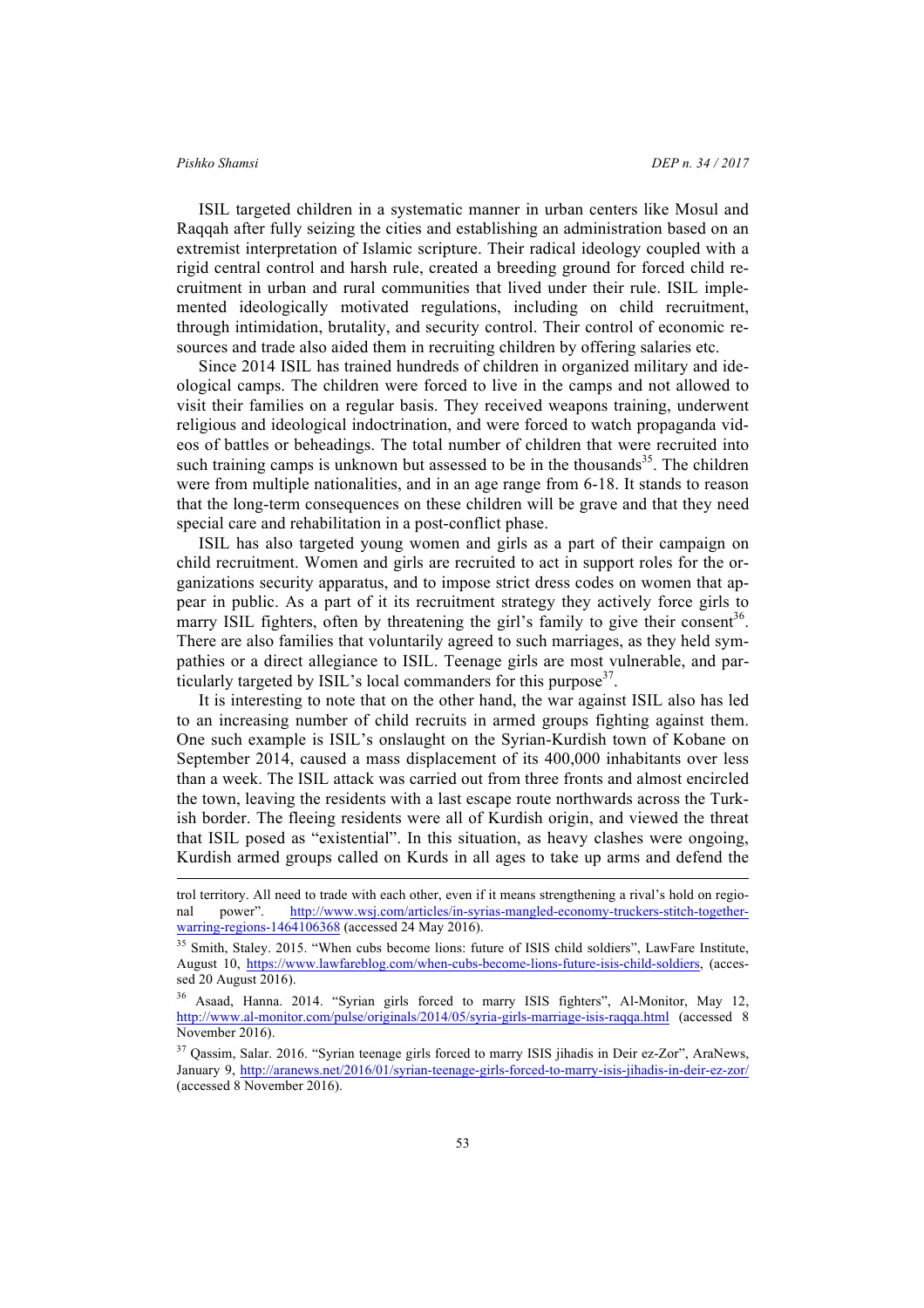ISIL targeted children in a systematic manner in urban centers like Mosul and Raqqah after fully seizing the cities and establishing an administration based on an extremist interpretation of Islamic scripture. Their radical ideology coupled with a rigid central control and harsh rule, created a breeding ground for forced child recruitment in urban and rural communities that lived under their rule. ISIL implemented ideologically motivated regulations, including on child recruitment, through intimidation, brutality, and security control. Their control of economic resources and trade also aided them in recruiting children by offering salaries etc.

Since 2014 ISIL has trained hundreds of children in organized military and ideological camps. The children were forced to live in the camps and not allowed to visit their families on a regular basis. They received weapons training, underwent religious and ideological indoctrination, and were forced to watch propaganda videos of battles or beheadings. The total number of children that were recruited into such training camps is unknown but assessed to be in the thousands[35]. The children were from multiple nationalities, and in an age range from 6-18. It stands to reason that the long-term consequences on these children will be grave and that they need special care and rehabilitation in a post-conflict phase.

ISIL has also targeted young women and girls as a part of their campaign on child recruitment. Women and girls are recruited to act in support roles for the organizations security apparatus, and to impose strict dress codes on women that appear in public. As a part of it its recruitment strategy they actively force girls to marry ISIL fighters, often by threatening the girl's family to give their consent[36]. There are also families that voluntarily agreed to such marriages, as they held sympathies or a direct allegiance to ISIL. Teenage girls are most vulnerable, and particularly targeted by ISIL's local commanders for this purpose[37].

It is interesting to note that on the other hand, the war against ISIL also has led to an increasing number of child recruits in armed groups fighting against them. One such example is ISIL's onslaught on the Syrian-Kurdish town of Kobane on September 2014, caused a mass displacement of its 400,000 inhabitants over less than a week. The ISIL attack was carried out from three fronts and almost encircled the town, leaving the residents with a last escape route northwards across the Turkish border. The fleeing residents were all of Kurdish origin, and viewed the threat that ISIL posed as "existential". In this situation, as heavy clashes were ongoing, Kurdish armed groups called on Kurds in all ages to take up arms and defend the

---

trol territory. All need to trade with each other, even if it means strengthening a rival's hold on regional power". http://www.wsj.com/articles/in-syrias-mangled-economy-truckers-stitch-together-warring-regions-1464106368 (accessed 24 May 2016).

[35] Smith, Staley. 2015. "When cubs become lions: future of ISIS child soldiers", LawFare Institute, August 10, https://www.lawfareblog.com/when-cubs-become-lions-future-isis-child-soldiers, (accessed 20 August 2016).

[36] Asaad, Hanna. 2014. "Syrian girls forced to marry ISIS fighters", Al-Monitor, May 12, http://www.al-monitor.com/pulse/originals/2014/05/syria-girls-marriage-isis-raqqa.html (accessed 8 November 2016).

[37] Qassim, Salar. 2016. "Syrian teenage girls forced to marry ISIS jihadis in Deir ez-Zor", AraNews, January 9, http://aranews.net/2016/01/syrian-teenage-girls-forced-to-marry-isis-jihadis-in-deir-ez-zor/ (accessed 8 November 2016).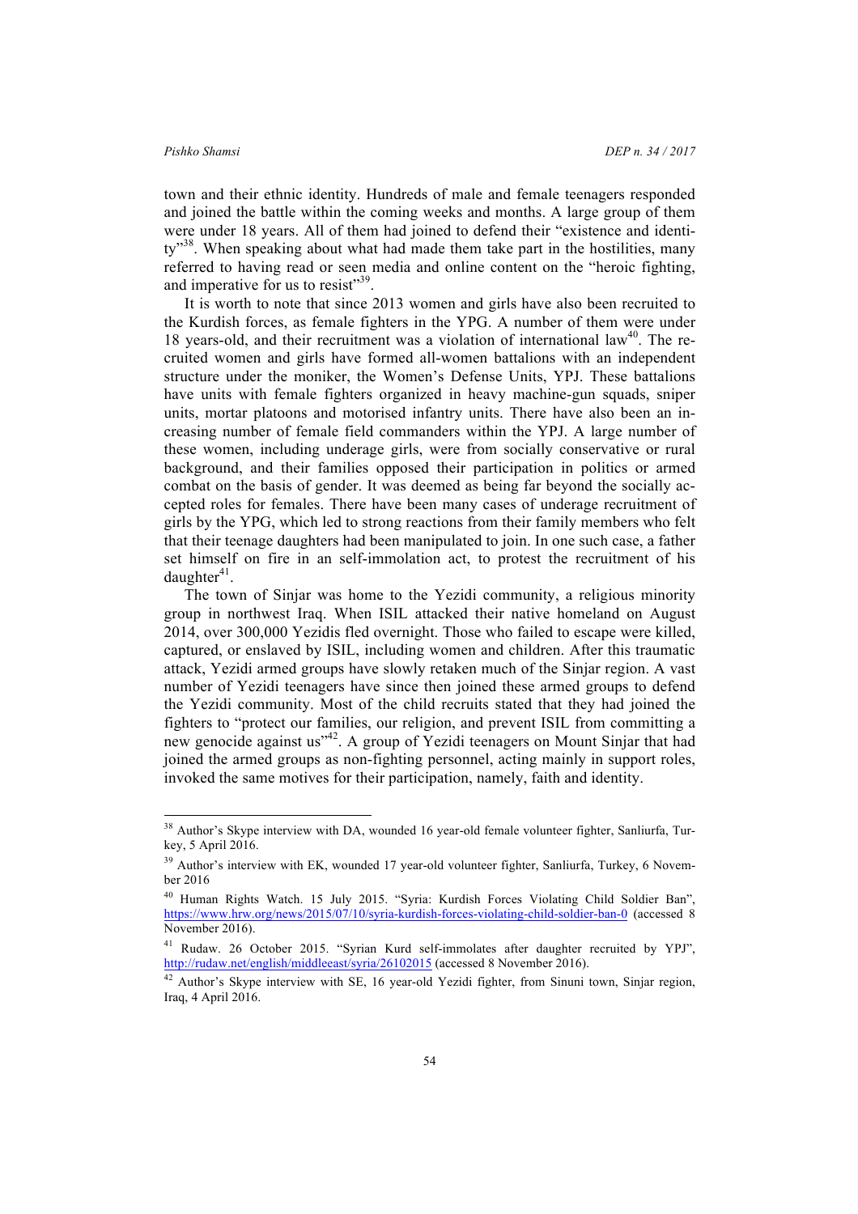town and their ethnic identity. Hundreds of male and female teenagers responded and joined the battle within the coming weeks and months. A large group of them were under 18 years. All of them had joined to defend their "existence and identity"[38]. When speaking about what had made them take part in the hostilities, many referred to having read or seen media and online content on the "heroic fighting, and imperative for us to resist"[39].

It is worth to note that since 2013 women and girls have also been recruited to the Kurdish forces, as female fighters in the YPG. A number of them were under 18 years-old, and their recruitment was a violation of international law[40]. The recruited women and girls have formed all-women battalions with an independent structure under the moniker, the Women's Defense Units, YPJ. These battalions have units with female fighters organized in heavy machine-gun squads, sniper units, mortar platoons and motorised infantry units. There have also been an increasing number of female field commanders within the YPJ. A large number of these women, including underage girls, were from socially conservative or rural background, and their families opposed their participation in politics or armed combat on the basis of gender. It was deemed as being far beyond the socially accepted roles for females. There have been many cases of underage recruitment of girls by the YPG, which led to strong reactions from their family members who felt that their teenage daughters had been manipulated to join. In one such case, a father set himself on fire in an self-immolation act, to protest the recruitment of his daughter[41].

The town of Sinjar was home to the Yezidi community, a religious minority group in northwest Iraq. When ISIL attacked their native homeland on August 2014, over 300,000 Yezidis fled overnight. Those who failed to escape were killed, captured, or enslaved by ISIL, including women and children. After this traumatic attack, Yezidi armed groups have slowly retaken much of the Sinjar region. A vast number of Yezidi teenagers have since then joined these armed groups to defend the Yezidi community. Most of the child recruits stated that they had joined the fighters to "protect our families, our religion, and prevent ISIL from committing a new genocide against us"[42]. A group of Yezidi teenagers on Mount Sinjar that had joined the armed groups as non-fighting personnel, acting mainly in support roles, invoked the same motives for their participation, namely, faith and identity.

---

[38] Author's Skype interview with DA, wounded 16 year-old female volunteer fighter, Sanliurfa, Turkey, 5 April 2016.

[39] Author's interview with EK, wounded 17 year-old volunteer fighter, Sanliurfa, Turkey, 6 November 2016

[40] Human Rights Watch. 15 July 2015. "Syria: Kurdish Forces Violating Child Soldier Ban", https://www.hrw.org/news/2015/07/10/syria-kurdish-forces-violating-child-soldier-ban-0 (accessed 8 November 2016).

[41] Rudaw. 26 October 2015. "Syrian Kurd self-immolates after daughter recruited by YPJ", http://rudaw.net/english/middleeast/syria/26102015 (accessed 8 November 2016).

[42] Author's Skype interview with SE, 16 year-old Yezidi fighter, from Sinuni town, Sinjar region, Iraq, 4 April 2016.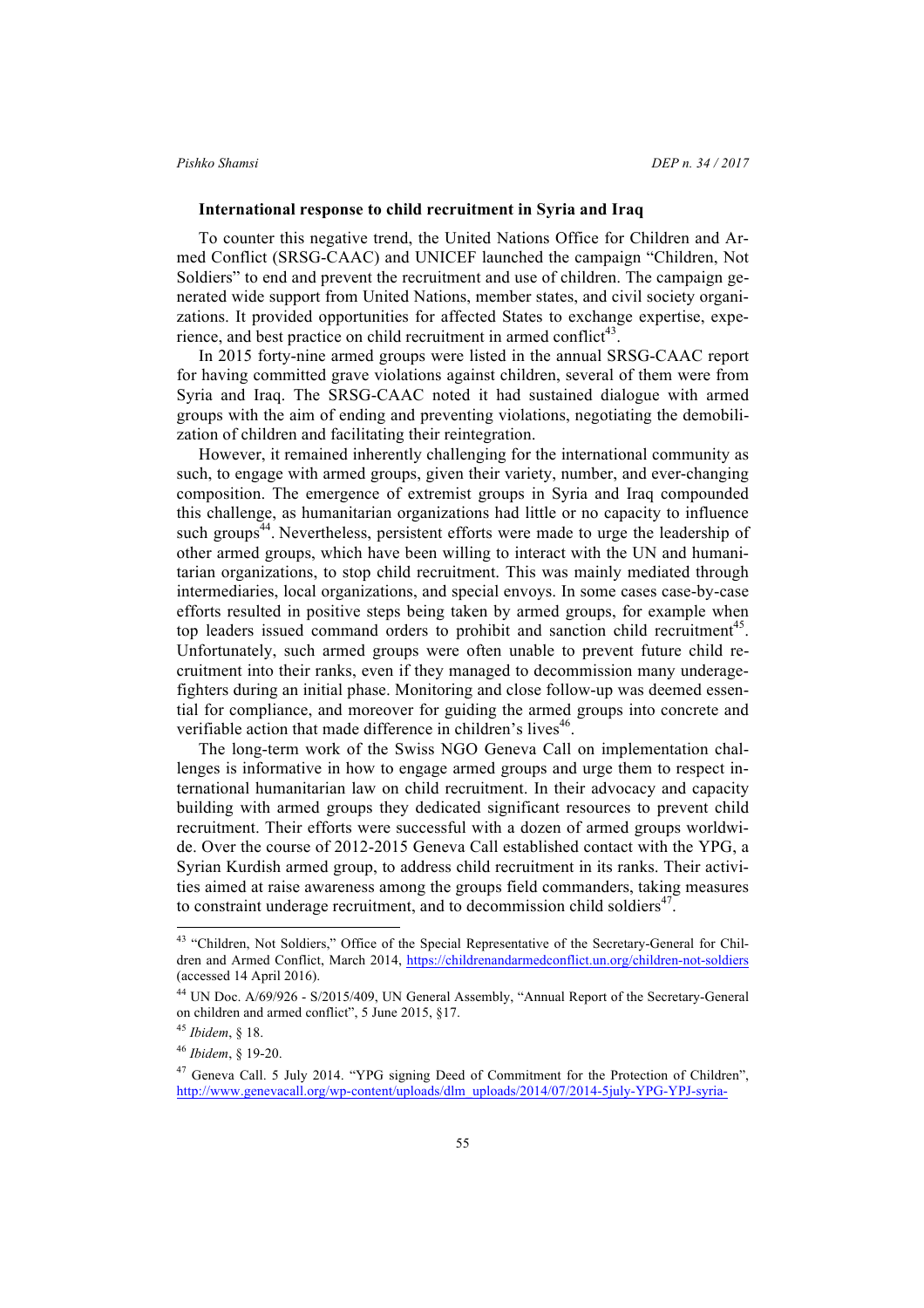**International response to child recruitment in Syria and Iraq**

To counter this negative trend, the United Nations Office for Children and Armed Conflict (SRSG-CAAC) and UNICEF launched the campaign "Children, Not Soldiers" to end and prevent the recruitment and use of children. The campaign generated wide support from United Nations, member states, and civil society organizations. It provided opportunities for affected States to exchange expertise, experience, and best practice on child recruitment in armed conflict[43].

In 2015 forty-nine armed groups were listed in the annual SRSG-CAAC report for having committed grave violations against children, several of them were from Syria and Iraq. The SRSG-CAAC noted it had sustained dialogue with armed groups with the aim of ending and preventing violations, negotiating the demobilization of children and facilitating their reintegration.

However, it remained inherently challenging for the international community as such, to engage with armed groups, given their variety, number, and ever-changing composition. The emergence of extremist groups in Syria and Iraq compounded this challenge, as humanitarian organizations had little or no capacity to influence such groups[44]. Nevertheless, persistent efforts were made to urge the leadership of other armed groups, which have been willing to interact with the UN and humanitarian organizations, to stop child recruitment. This was mainly mediated through intermediaries, local organizations, and special envoys. In some cases case-by-case efforts resulted in positive steps being taken by armed groups, for example when top leaders issued command orders to prohibit and sanction child recruitment[45]. Unfortunately, such armed groups were often unable to prevent future child recruitment into their ranks, even if they managed to decommission many underage-fighters during an initial phase. Monitoring and close follow-up was deemed essential for compliance, and moreover for guiding the armed groups into concrete and verifiable action that made difference in children's lives[46].

The long-term work of the Swiss NGO Geneva Call on implementation challenges is informative in how to engage armed groups and urge them to respect international humanitarian law on child recruitment. In their advocacy and capacity building with armed groups they dedicated significant resources to prevent child recruitment. Their efforts were successful with a dozen of armed groups worldwide. Over the course of 2012-2015 Geneva Call established contact with the YPG, a Syrian Kurdish armed group, to address child recruitment in its ranks. Their activities aimed at raise awareness among the groups field commanders, taking measures to constraint underage recruitment, and to decommission child soldiers[47].

---

[43] "Children, Not Soldiers," Office of the Special Representative of the Secretary-General for Children and Armed Conflict, March 2014, https://childrenandarmedconflict.un.org/children-not-soldiers (accessed 14 April 2016).

[44] UN Doc. A/69/926 - S/2015/409, UN General Assembly, "Annual Report of the Secretary-General on children and armed conflict", 5 June 2015, §17.

[45] *Ibidem*, § 18.

[46] *Ibidem*, § 19-20.

[47] Geneva Call. 5 July 2014. "YPG signing Deed of Commitment for the Protection of Children", http://www.genevacall.org/wp-content/uploads/dlm_uploads/2014/07/2014-5july-YPG-YPJ-syria-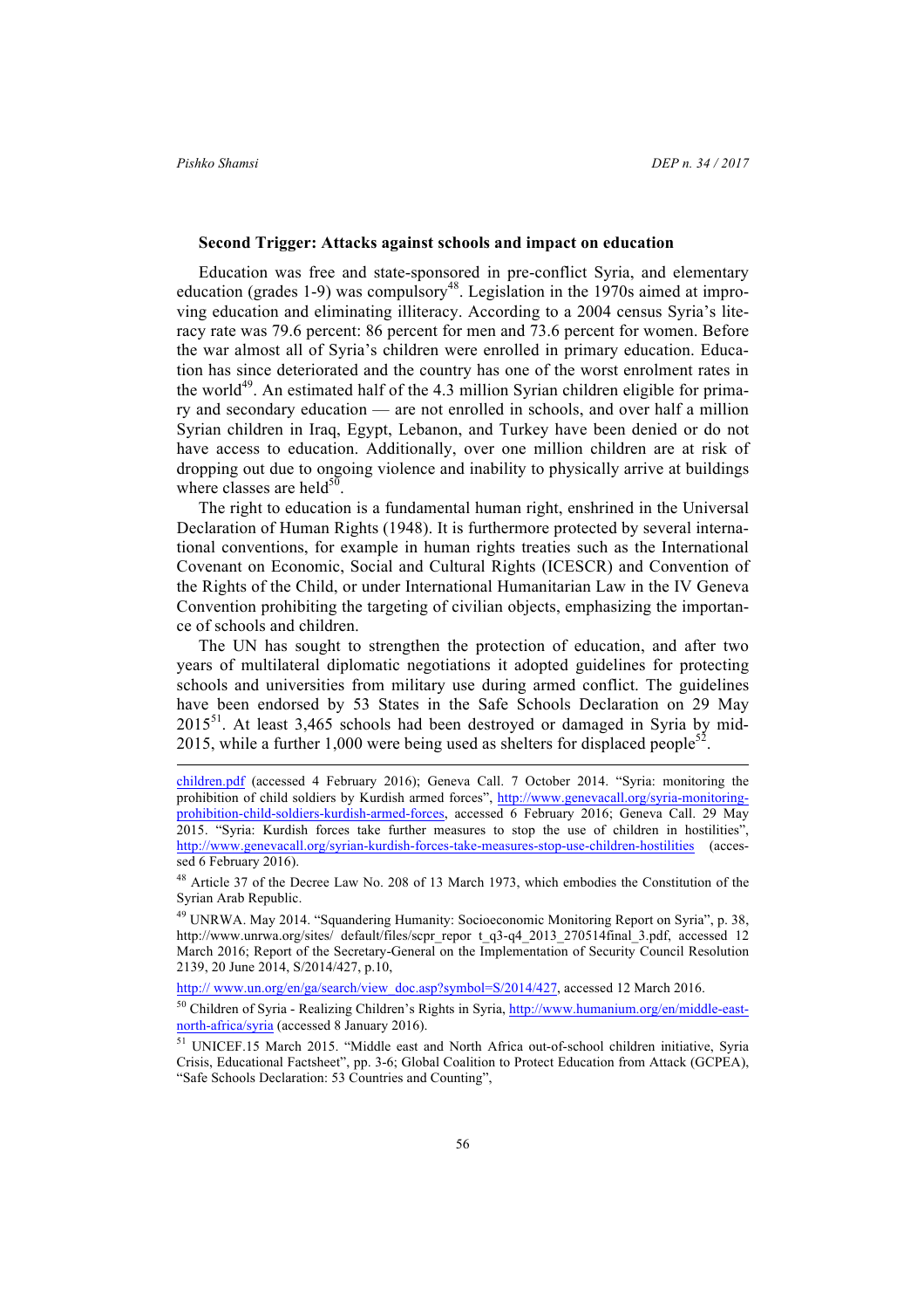### Second Trigger: Attacks against schools and impact on education

Education was free and state-sponsored in pre-conflict Syria, and elementary education (grades 1-9) was compulsory[48]. Legislation in the 1970s aimed at improving education and eliminating illiteracy. According to a 2004 census Syria's literacy rate was 79.6 percent: 86 percent for men and 73.6 percent for women. Before the war almost all of Syria's children were enrolled in primary education. Education has since deteriorated and the country has one of the worst enrolment rates in the world[49]. An estimated half of the 4.3 million Syrian children eligible for primary and secondary education — are not enrolled in schools, and over half a million Syrian children in Iraq, Egypt, Lebanon, and Turkey have been denied or do not have access to education. Additionally, over one million children are at risk of dropping out due to ongoing violence and inability to physically arrive at buildings where classes are held[50].

The right to education is a fundamental human right, enshrined in the Universal Declaration of Human Rights (1948). It is furthermore protected by several international conventions, for example in human rights treaties such as the International Covenant on Economic, Social and Cultural Rights (ICESCR) and Convention of the Rights of the Child, or under International Humanitarian Law in the IV Geneva Convention prohibiting the targeting of civilian objects, emphasizing the importance of schools and children.

The UN has sought to strengthen the protection of education, and after two years of multilateral diplomatic negotiations it adopted guidelines for protecting schools and universities from military use during armed conflict. The guidelines have been endorsed by 53 States in the Safe Schools Declaration on 29 May 2015[51]. At least 3,465 schools had been destroyed or damaged in Syria by mid-2015, while a further 1,000 were being used as shelters for displaced people[52].

---

children.pdf (accessed 4 February 2016); Geneva Call. 7 October 2014. "Syria: monitoring the prohibition of child soldiers by Kurdish armed forces", http://www.genevacall.org/syria-monitoring-prohibition-child-soldiers-kurdish-armed-forces, accessed 6 February 2016; Geneva Call. 29 May 2015. "Syria: Kurdish forces take further measures to stop the use of children in hostilities", http://www.genevacall.org/syrian-kurdish-forces-take-measures-stop-use-children-hostilities (accessed 6 February 2016).

[48] Article 37 of the Decree Law No. 208 of 13 March 1973, which embodies the Constitution of the Syrian Arab Republic.

[49] UNRWA. May 2014. "Squandering Humanity: Socioeconomic Monitoring Report on Syria", p. 38, http://www.unrwa.org/sites/ default/files/scpr_repor t_q3-q4_2013_270514final_3.pdf, accessed 12 March 2016; Report of the Secretary-General on the Implementation of Security Council Resolution 2139, 20 June 2014, S/2014/427, p.10,

http:// www.un.org/en/ga/search/view_doc.asp?symbol=S/2014/427, accessed 12 March 2016.

[50] Children of Syria - Realizing Children's Rights in Syria, http://www.humanium.org/en/middle-east-north-africa/syria (accessed 8 January 2016).

[51] UNICEF.15 March 2015. "Middle east and North Africa out-of-school children initiative, Syria Crisis, Educational Factsheet", pp. 3-6; Global Coalition to Protect Education from Attack (GCPEA), "Safe Schools Declaration: 53 Countries and Counting",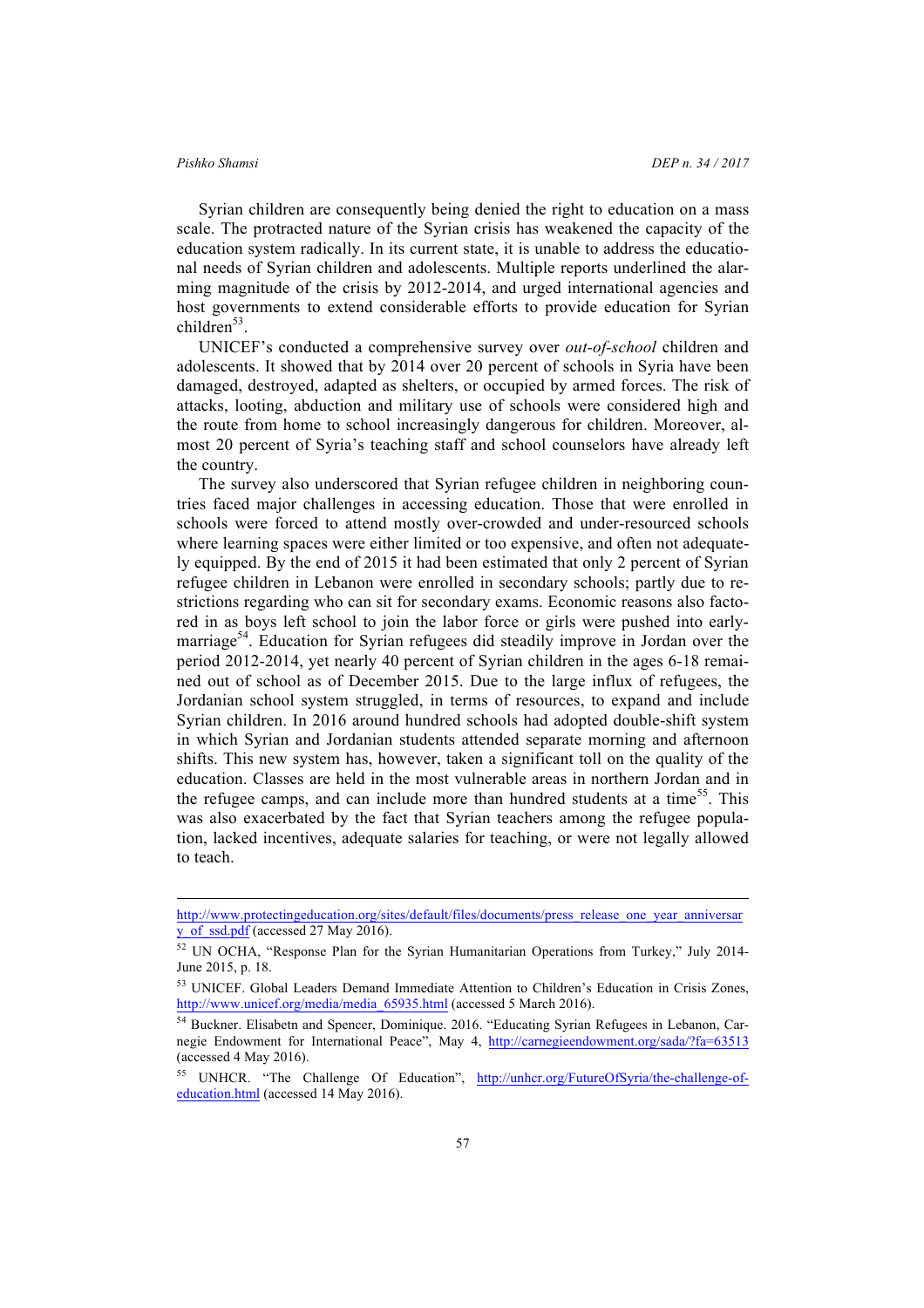Syrian children are consequently being denied the right to education on a mass scale. The protracted nature of the Syrian crisis has weakened the capacity of the education system radically. In its current state, it is unable to address the educational needs of Syrian children and adolescents. Multiple reports underlined the alarming magnitude of the crisis by 2012-2014, and urged international agencies and host governments to extend considerable efforts to provide education for Syrian children[53].

UNICEF's conducted a comprehensive survey over *out-of-school* children and adolescents. It showed that by 2014 over 20 percent of schools in Syria have been damaged, destroyed, adapted as shelters, or occupied by armed forces. The risk of attacks, looting, abduction and military use of schools were considered high and the route from home to school increasingly dangerous for children. Moreover, almost 20 percent of Syria's teaching staff and school counselors have already left the country.

The survey also underscored that Syrian refugee children in neighboring countries faced major challenges in accessing education. Those that were enrolled in schools were forced to attend mostly over-crowded and under-resourced schools where learning spaces were either limited or too expensive, and often not adequately equipped. By the end of 2015 it had been estimated that only 2 percent of Syrian refugee children in Lebanon were enrolled in secondary schools; partly due to restrictions regarding who can sit for secondary exams. Economic reasons also factored in as boys left school to join the labor force or girls were pushed into early-marriage[54]. Education for Syrian refugees did steadily improve in Jordan over the period 2012-2014, yet nearly 40 percent of Syrian children in the ages 6-18 remained out of school as of December 2015. Due to the large influx of refugees, the Jordanian school system struggled, in terms of resources, to expand and include Syrian children. In 2016 around hundred schools had adopted double-shift system in which Syrian and Jordanian students attended separate morning and afternoon shifts. This new system has, however, taken a significant toll on the quality of the education. Classes are held in the most vulnerable areas in northern Jordan and in the refugee camps, and can include more than hundred students at a time[55]. This was also exacerbated by the fact that Syrian teachers among the refugee population, lacked incentives, adequate salaries for teaching, or were not legally allowed to teach.

---

http://www.protectingeducation.org/sites/default/files/documents/press_release_one_year_anniversary_of_ssd.pdf (accessed 27 May 2016).

[52] UN OCHA, "Response Plan for the Syrian Humanitarian Operations from Turkey," July 2014-June 2015, p. 18.

[53] UNICEF. Global Leaders Demand Immediate Attention to Children's Education in Crisis Zones, http://www.unicef.org/media/media_65935.html (accessed 5 March 2016).

[54] Buckner. Elisabetn and Spencer, Dominique. 2016. "Educating Syrian Refugees in Lebanon, Carnegie Endowment for International Peace", May 4, http://carnegieendowment.org/sada/?fa=63513 (accessed 4 May 2016).

[55] UNHCR. "The Challenge Of Education", http://unhcr.org/FutureOfSyria/the-challenge-of-education.html (accessed 14 May 2016).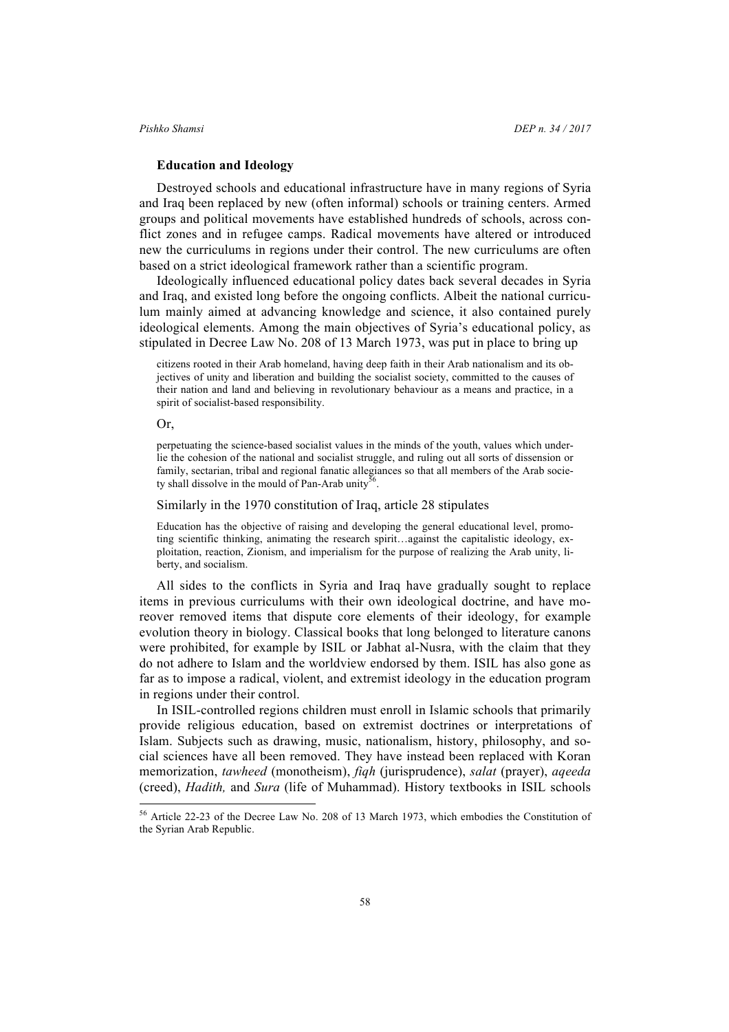## Education and Ideology

Destroyed schools and educational infrastructure have in many regions of Syria and Iraq been replaced by new (often informal) schools or training centers. Armed groups and political movements have established hundreds of schools, across conflict zones and in refugee camps. Radical movements have altered or introduced new the curriculums in regions under their control. The new curriculums are often based on a strict ideological framework rather than a scientific program.

Ideologically influenced educational policy dates back several decades in Syria and Iraq, and existed long before the ongoing conflicts. Albeit the national curriculum mainly aimed at advancing knowledge and science, it also contained purely ideological elements. Among the main objectives of Syria's educational policy, as stipulated in Decree Law No. 208 of 13 March 1973, was put in place to bring up

> citizens rooted in their Arab homeland, having deep faith in their Arab nationalism and its objectives of unity and liberation and building the socialist society, committed to the causes of their nation and land and believing in revolutionary behaviour as a means and practice, in a spirit of socialist-based responsibility.

Or,

> perpetuating the science-based socialist values in the minds of the youth, values which underlie the cohesion of the national and socialist struggle, and ruling out all sorts of dissension or family, sectarian, tribal and regional fanatic allegiances so that all members of the Arab society shall dissolve in the mould of Pan-Arab unity[56].

Similarly in the 1970 constitution of Iraq, article 28 stipulates

> Education has the objective of raising and developing the general educational level, promoting scientific thinking, animating the research spirit…against the capitalistic ideology, exploitation, reaction, Zionism, and imperialism for the purpose of realizing the Arab unity, liberty, and socialism.

All sides to the conflicts in Syria and Iraq have gradually sought to replace items in previous curriculums with their own ideological doctrine, and have moreover removed items that dispute core elements of their ideology, for example evolution theory in biology. Classical books that long belonged to literature canons were prohibited, for example by ISIL or Jabhat al-Nusra, with the claim that they do not adhere to Islam and the worldview endorsed by them. ISIL has also gone as far as to impose a radical, violent, and extremist ideology in the education program in regions under their control.

In ISIL-controlled regions children must enroll in Islamic schools that primarily provide religious education, based on extremist doctrines or interpretations of Islam. Subjects such as drawing, music, nationalism, history, philosophy, and social sciences have all been removed. They have instead been replaced with Koran memorization, *tawheed* (monotheism), *fiqh* (jurisprudence), *salat* (prayer), *aqeeda* (creed), *Hadith,* and *Sura* (life of Muhammad). History textbooks in ISIL schools

[56] Article 22-23 of the Decree Law No. 208 of 13 March 1973, which embodies the Constitution of the Syrian Arab Republic.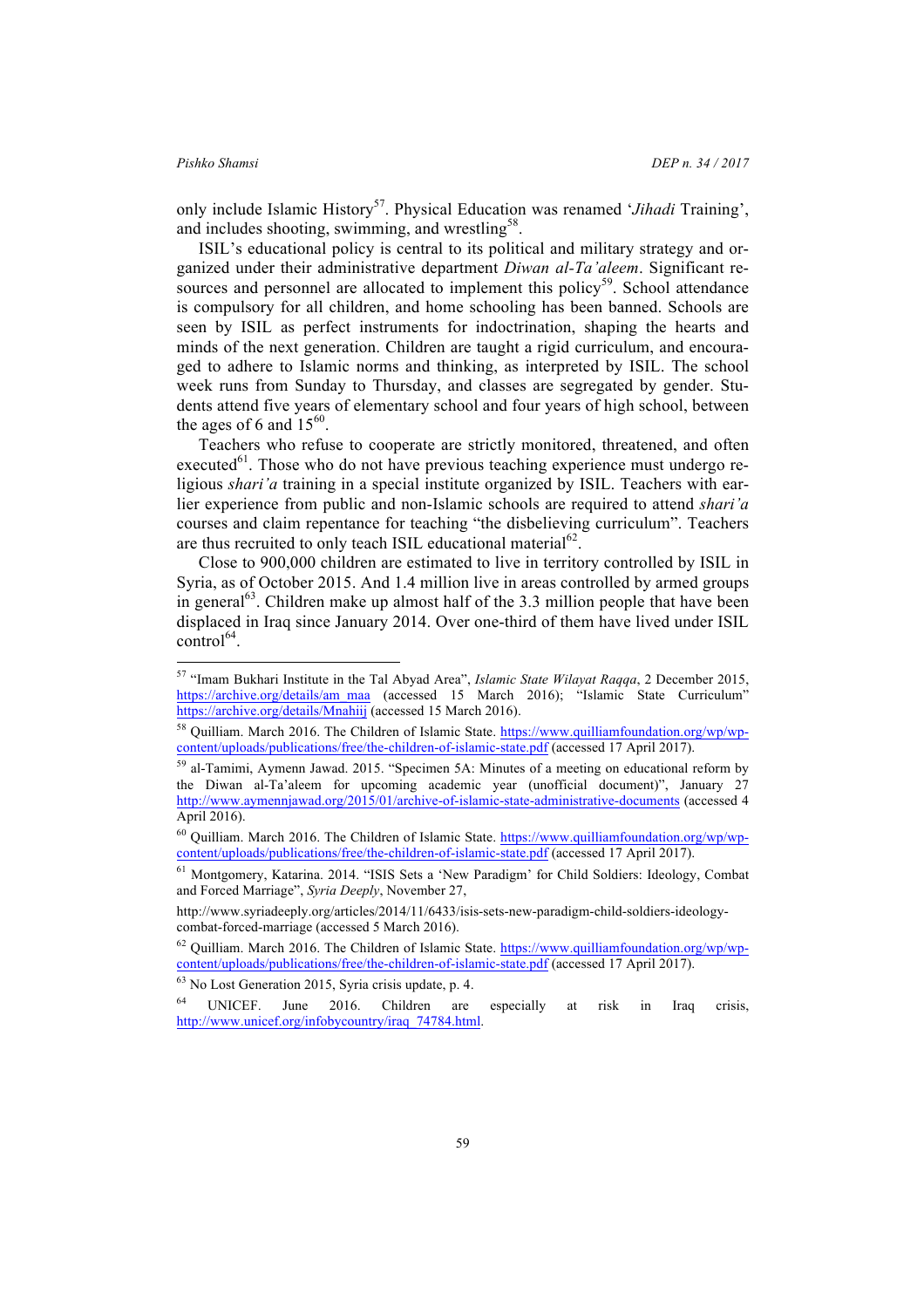only include Islamic History[57]. Physical Education was renamed '*Jihadi* Training', and includes shooting, swimming, and wrestling[58].

ISIL's educational policy is central to its political and military strategy and organized under their administrative department *Diwan al-Ta'aleem*. Significant resources and personnel are allocated to implement this policy[59]. School attendance is compulsory for all children, and home schooling has been banned. Schools are seen by ISIL as perfect instruments for indoctrination, shaping the hearts and minds of the next generation. Children are taught a rigid curriculum, and encouraged to adhere to Islamic norms and thinking, as interpreted by ISIL. The school week runs from Sunday to Thursday, and classes are segregated by gender. Students attend five years of elementary school and four years of high school, between the ages of 6 and 15[60].

Teachers who refuse to cooperate are strictly monitored, threatened, and often executed[61]. Those who do not have previous teaching experience must undergo religious *shari'a* training in a special institute organized by ISIL. Teachers with earlier experience from public and non-Islamic schools are required to attend *shari'a* courses and claim repentance for teaching "the disbelieving curriculum". Teachers are thus recruited to only teach ISIL educational material[62].

Close to 900,000 children are estimated to live in territory controlled by ISIL in Syria, as of October 2015. And 1.4 million live in areas controlled by armed groups in general[63]. Children make up almost half of the 3.3 million people that have been displaced in Iraq since January 2014. Over one-third of them have lived under ISIL control[64].

---

[57] "Imam Bukhari Institute in the Tal Abyad Area", *Islamic State Wilayat Raqqa*, 2 December 2015, https://archive.org/details/am_maa (accessed 15 March 2016); "Islamic State Curriculum" https://archive.org/details/Mnahiij (accessed 15 March 2016).

[58] Quilliam. March 2016. The Children of Islamic State. https://www.quilliamfoundation.org/wp/wp-content/uploads/publications/free/the-children-of-islamic-state.pdf (accessed 17 April 2017).

[59] al-Tamimi, Aymenn Jawad. 2015. "Specimen 5A: Minutes of a meeting on educational reform by the Diwan al-Ta'aleem for upcoming academic year (unofficial document)", January 27 http://www.aymennjawad.org/2015/01/archive-of-islamic-state-administrative-documents (accessed 4 April 2016).

[60] Quilliam. March 2016. The Children of Islamic State. https://www.quilliamfoundation.org/wp/wp-content/uploads/publications/free/the-children-of-islamic-state.pdf (accessed 17 April 2017).

[61] Montgomery, Katarina. 2014. "ISIS Sets a 'New Paradigm' for Child Soldiers: Ideology, Combat and Forced Marriage", *Syria Deeply*, November 27,

http://www.syriadeeply.org/articles/2014/11/6433/isis-sets-new-paradigm-child-soldiers-ideology-combat-forced-marriage (accessed 5 March 2016).

[62] Quilliam. March 2016. The Children of Islamic State. https://www.quilliamfoundation.org/wp/wp-content/uploads/publications/free/the-children-of-islamic-state.pdf (accessed 17 April 2017).

[63] No Lost Generation 2015, Syria crisis update, p. 4.

[64] UNICEF. June 2016. Children are especially at risk in Iraq crisis, http://www.unicef.org/infobycountry/iraq_74784.html.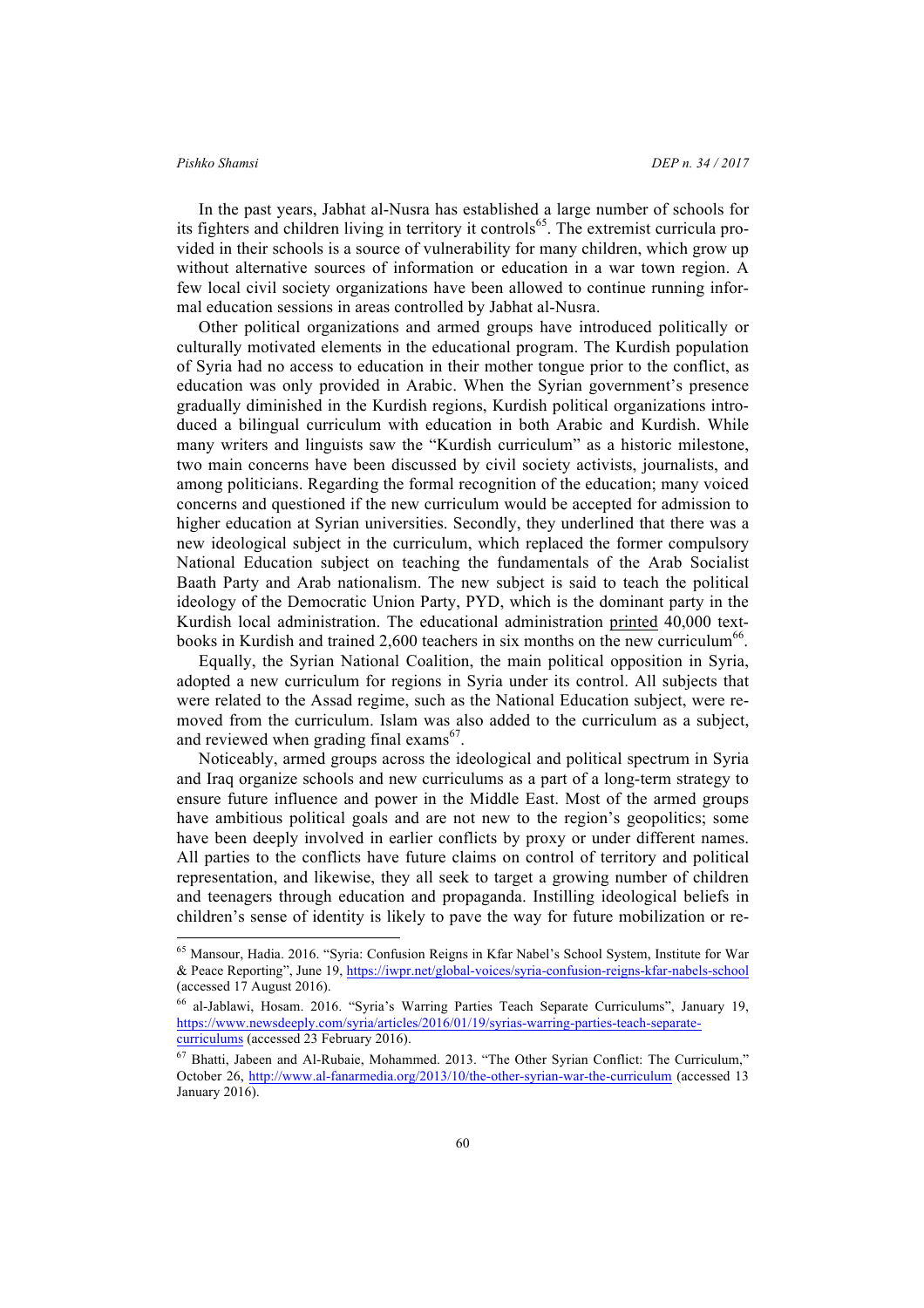In the past years, Jabhat al-Nusra has established a large number of schools for its fighters and children living in territory it controls[65]. The extremist curricula provided in their schools is a source of vulnerability for many children, which grow up without alternative sources of information or education in a war town region. A few local civil society organizations have been allowed to continue running informal education sessions in areas controlled by Jabhat al-Nusra.

Other political organizations and armed groups have introduced politically or culturally motivated elements in the educational program. The Kurdish population of Syria had no access to education in their mother tongue prior to the conflict, as education was only provided in Arabic. When the Syrian government's presence gradually diminished in the Kurdish regions, Kurdish political organizations introduced a bilingual curriculum with education in both Arabic and Kurdish. While many writers and linguists saw the "Kurdish curriculum" as a historic milestone, two main concerns have been discussed by civil society activists, journalists, and among politicians. Regarding the formal recognition of the education; many voiced concerns and questioned if the new curriculum would be accepted for admission to higher education at Syrian universities. Secondly, they underlined that there was a new ideological subject in the curriculum, which replaced the former compulsory National Education subject on teaching the fundamentals of the Arab Socialist Baath Party and Arab nationalism. The new subject is said to teach the political ideology of the Democratic Union Party, PYD, which is the dominant party in the Kurdish local administration. The educational administration printed 40,000 textbooks in Kurdish and trained 2,600 teachers in six months on the new curriculum[66].

Equally, the Syrian National Coalition, the main political opposition in Syria, adopted a new curriculum for regions in Syria under its control. All subjects that were related to the Assad regime, such as the National Education subject, were removed from the curriculum. Islam was also added to the curriculum as a subject, and reviewed when grading final exams[67].

Noticeably, armed groups across the ideological and political spectrum in Syria and Iraq organize schools and new curriculums as a part of a long-term strategy to ensure future influence and power in the Middle East. Most of the armed groups have ambitious political goals and are not new to the region's geopolitics; some have been deeply involved in earlier conflicts by proxy or under different names. All parties to the conflicts have future claims on control of territory and political representation, and likewise, they all seek to target a growing number of children and teenagers through education and propaganda. Instilling ideological beliefs in children's sense of identity is likely to pave the way for future mobilization or re-

---

[65] Mansour, Hadia. 2016. "Syria: Confusion Reigns in Kfar Nabel's School System, Institute for War & Peace Reporting", June 19, https://iwpr.net/global-voices/syria-confusion-reigns-kfar-nabels-school (accessed 17 August 2016).

[66] al-Jablawi, Hosam. 2016. "Syria's Warring Parties Teach Separate Curriculums", January 19, https://www.newsdeeply.com/syria/articles/2016/01/19/syrias-warring-parties-teach-separate-curriculums (accessed 23 February 2016).

[67] Bhatti, Jabeen and Al-Rubaie, Mohammed. 2013. "The Other Syrian Conflict: The Curriculum," October 26, http://www.al-fanarmedia.org/2013/10/the-other-syrian-war-the-curriculum (accessed 13 January 2016).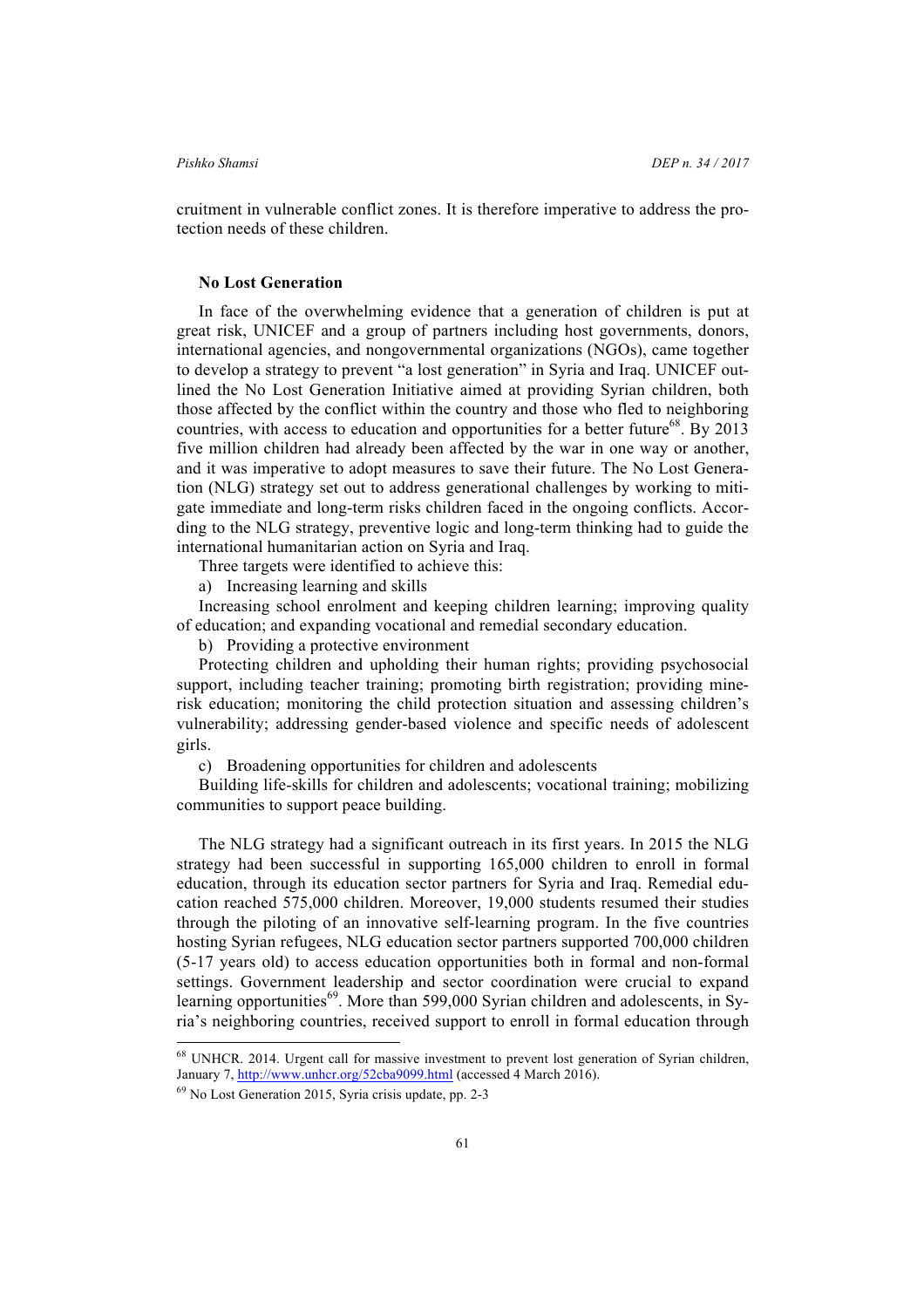cruitment in vulnerable conflict zones. It is therefore imperative to address the protection needs of these children.

### No Lost Generation

In face of the overwhelming evidence that a generation of children is put at great risk, UNICEF and a group of partners including host governments, donors, international agencies, and nongovernmental organizations (NGOs), came together to develop a strategy to prevent "a lost generation" in Syria and Iraq. UNICEF outlined the No Lost Generation Initiative aimed at providing Syrian children, both those affected by the conflict within the country and those who fled to neighboring countries, with access to education and opportunities for a better future[68]. By 2013 five million children had already been affected by the war in one way or another, and it was imperative to adopt measures to save their future. The No Lost Generation (NLG) strategy set out to address generational challenges by working to mitigate immediate and long-term risks children faced in the ongoing conflicts. According to the NLG strategy, preventive logic and long-term thinking had to guide the international humanitarian action on Syria and Iraq.

Three targets were identified to achieve this:

a) Increasing learning and skills

Increasing school enrolment and keeping children learning; improving quality of education; and expanding vocational and remedial secondary education.

b) Providing a protective environment

Protecting children and upholding their human rights; providing psychosocial support, including teacher training; promoting birth registration; providing mine-risk education; monitoring the child protection situation and assessing children's vulnerability; addressing gender-based violence and specific needs of adolescent girls.

c) Broadening opportunities for children and adolescents

Building life-skills for children and adolescents; vocational training; mobilizing communities to support peace building.

The NLG strategy had a significant outreach in its first years. In 2015 the NLG strategy had been successful in supporting 165,000 children to enroll in formal education, through its education sector partners for Syria and Iraq. Remedial education reached 575,000 children. Moreover, 19,000 students resumed their studies through the piloting of an innovative self-learning program. In the five countries hosting Syrian refugees, NLG education sector partners supported 700,000 children (5-17 years old) to access education opportunities both in formal and non-formal settings. Government leadership and sector coordination were crucial to expand learning opportunities[69]. More than 599,000 Syrian children and adolescents, in Syria's neighboring countries, received support to enroll in formal education through

---

[68] UNHCR. 2014. Urgent call for massive investment to prevent lost generation of Syrian children, January 7, http://www.unhcr.org/52cba9099.html (accessed 4 March 2016).

[69] No Lost Generation 2015, Syria crisis update, pp. 2-3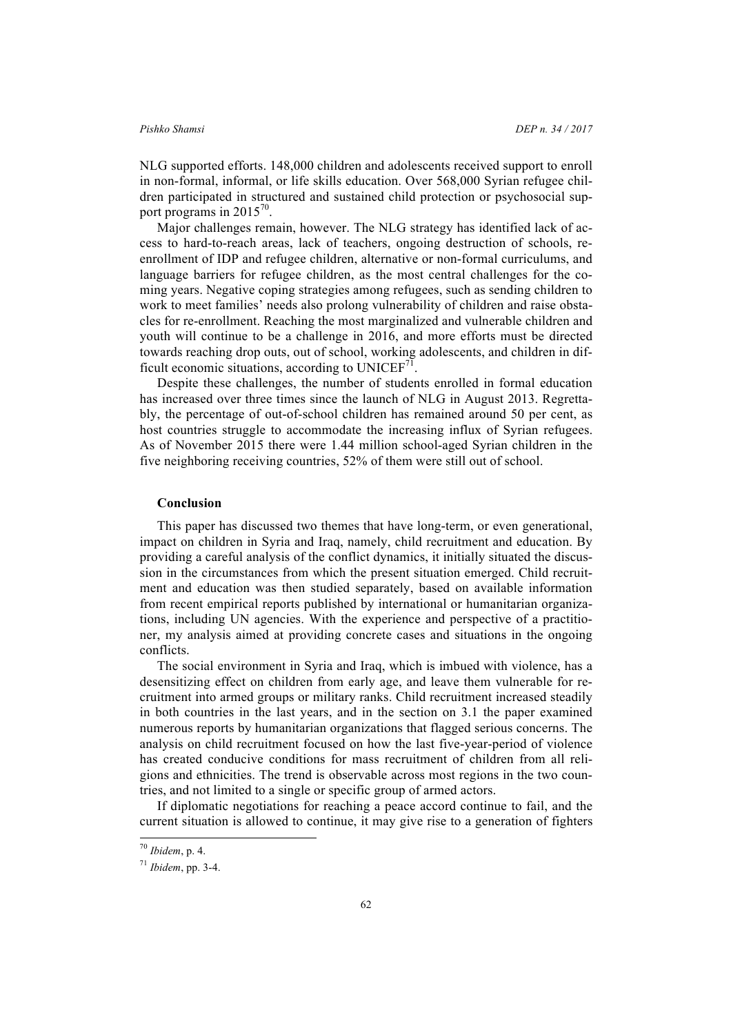NLG supported efforts. 148,000 children and adolescents received support to enroll in non-formal, informal, or life skills education. Over 568,000 Syrian refugee children participated in structured and sustained child protection or psychosocial support programs in 2015[70].

Major challenges remain, however. The NLG strategy has identified lack of access to hard-to-reach areas, lack of teachers, ongoing destruction of schools, re-enrollment of IDP and refugee children, alternative or non-formal curriculums, and language barriers for refugee children, as the most central challenges for the coming years. Negative coping strategies among refugees, such as sending children to work to meet families' needs also prolong vulnerability of children and raise obstacles for re-enrollment. Reaching the most marginalized and vulnerable children and youth will continue to be a challenge in 2016, and more efforts must be directed towards reaching drop outs, out of school, working adolescents, and children in difficult economic situations, according to UNICEF[71].

Despite these challenges, the number of students enrolled in formal education has increased over three times since the launch of NLG in August 2013. Regrettably, the percentage of out-of-school children has remained around 50 per cent, as host countries struggle to accommodate the increasing influx of Syrian refugees. As of November 2015 there were 1.44 million school-aged Syrian children in the five neighboring receiving countries, 52% of them were still out of school.

## Conclusion

This paper has discussed two themes that have long-term, or even generational, impact on children in Syria and Iraq, namely, child recruitment and education. By providing a careful analysis of the conflict dynamics, it initially situated the discussion in the circumstances from which the present situation emerged. Child recruitment and education was then studied separately, based on available information from recent empirical reports published by international or humanitarian organizations, including UN agencies. With the experience and perspective of a practitioner, my analysis aimed at providing concrete cases and situations in the ongoing conflicts.

The social environment in Syria and Iraq, which is imbued with violence, has a desensitizing effect on children from early age, and leave them vulnerable for recruitment into armed groups or military ranks. Child recruitment increased steadily in both countries in the last years, and in the section on 3.1 the paper examined numerous reports by humanitarian organizations that flagged serious concerns. The analysis on child recruitment focused on how the last five-year-period of violence has created conducive conditions for mass recruitment of children from all religions and ethnicities. The trend is observable across most regions in the two countries, and not limited to a single or specific group of armed actors.

If diplomatic negotiations for reaching a peace accord continue to fail, and the current situation is allowed to continue, it may give rise to a generation of fighters

[70] *Ibidem*, p. 4.

[71] *Ibidem*, pp. 3-4.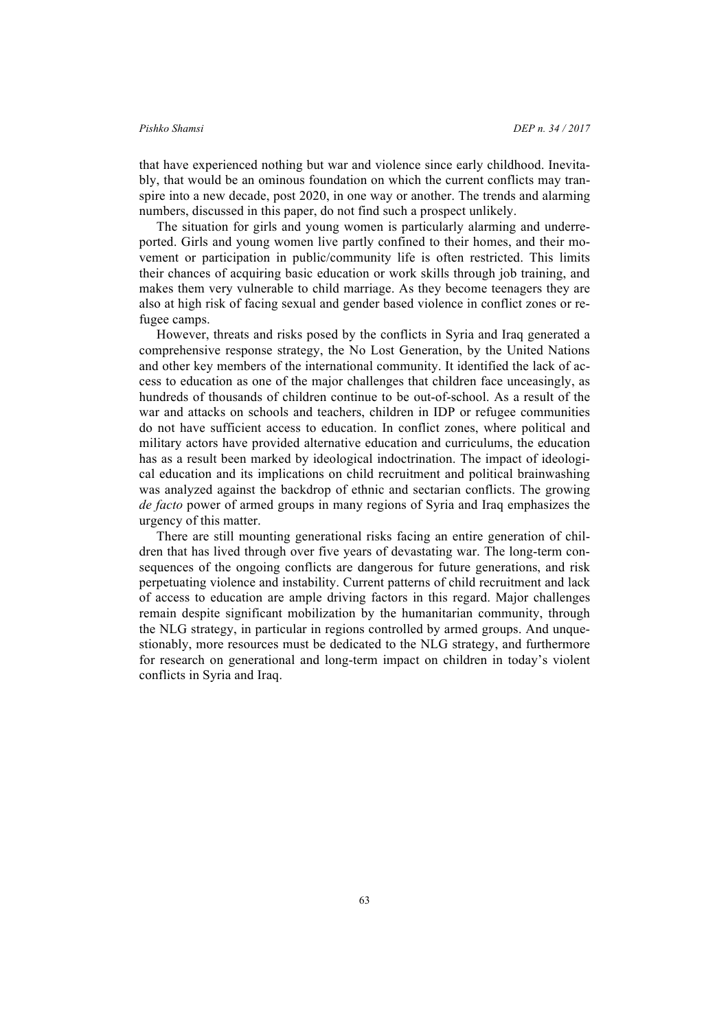that have experienced nothing but war and violence since early childhood. Inevitably, that would be an ominous foundation on which the current conflicts may transpire into a new decade, post 2020, in one way or another. The trends and alarming numbers, discussed in this paper, do not find such a prospect unlikely.

The situation for girls and young women is particularly alarming and underreported. Girls and young women live partly confined to their homes, and their movement or participation in public/community life is often restricted. This limits their chances of acquiring basic education or work skills through job training, and makes them very vulnerable to child marriage. As they become teenagers they are also at high risk of facing sexual and gender based violence in conflict zones or refugee camps.

However, threats and risks posed by the conflicts in Syria and Iraq generated a comprehensive response strategy, the No Lost Generation, by the United Nations and other key members of the international community. It identified the lack of access to education as one of the major challenges that children face unceasingly, as hundreds of thousands of children continue to be out-of-school. As a result of the war and attacks on schools and teachers, children in IDP or refugee communities do not have sufficient access to education. In conflict zones, where political and military actors have provided alternative education and curriculums, the education has as a result been marked by ideological indoctrination. The impact of ideological education and its implications on child recruitment and political brainwashing was analyzed against the backdrop of ethnic and sectarian conflicts. The growing *de facto* power of armed groups in many regions of Syria and Iraq emphasizes the urgency of this matter.

There are still mounting generational risks facing an entire generation of children that has lived through over five years of devastating war. The long-term consequences of the ongoing conflicts are dangerous for future generations, and risk perpetuating violence and instability. Current patterns of child recruitment and lack of access to education are ample driving factors in this regard. Major challenges remain despite significant mobilization by the humanitarian community, through the NLG strategy, in particular in regions controlled by armed groups. And unquestionably, more resources must be dedicated to the NLG strategy, and furthermore for research on generational and long-term impact on children in today's violent conflicts in Syria and Iraq.